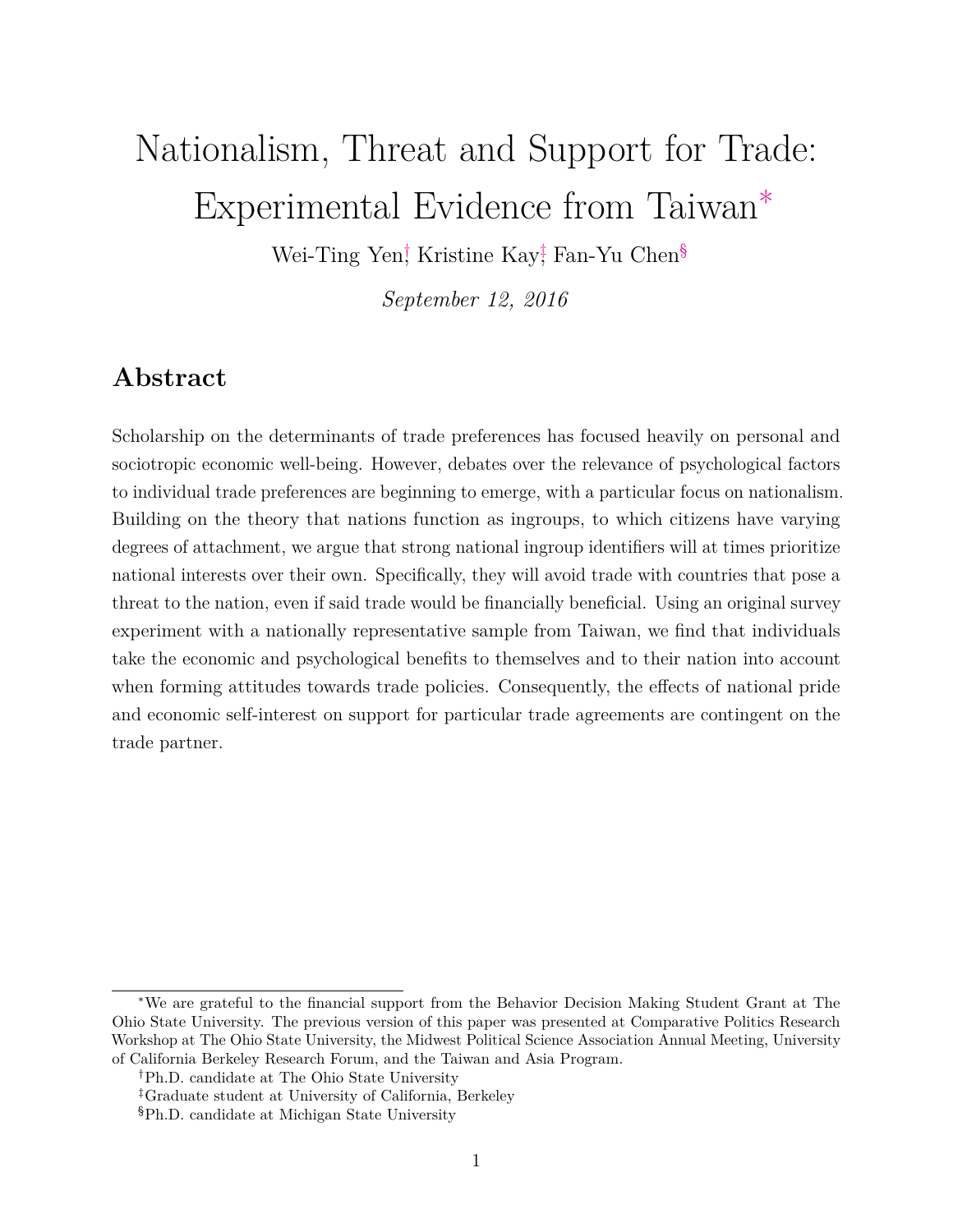# Nationalism, Threat and Support for Trade: Experimental Evidence from Taiwan[*]

Wei-Ting Yen[†], Kristine Kay[‡], Fan-Yu Chen[§]

*September 12, 2016*

## Abstract

Scholarship on the determinants of trade preferences has focused heavily on personal and sociotropic economic well-being. However, debates over the relevance of psychological factors to individual trade preferences are beginning to emerge, with a particular focus on nationalism. Building on the theory that nations function as ingroups, to which citizens have varying degrees of attachment, we argue that strong national ingroup identifiers will at times prioritize national interests over their own. Specifically, they will avoid trade with countries that pose a threat to the nation, even if said trade would be financially beneficial. Using an original survey experiment with a nationally representative sample from Taiwan, we find that individuals take the economic and psychological benefits to themselves and to their nation into account when forming attitudes towards trade policies. Consequently, the effects of national pride and economic self-interest on support for particular trade agreements are contingent on the trade partner.

---

[*] We are grateful to the financial support from the Behavior Decision Making Student Grant at The Ohio State University. The previous version of this paper was presented at Comparative Politics Research Workshop at The Ohio State University, the Midwest Political Science Association Annual Meeting, University of California Berkeley Research Forum, and the Taiwan and Asia Program.

[†] Ph.D. candidate at The Ohio State University

[‡] Graduate student at University of California, Berkeley

[§] Ph.D. candidate at Michigan State University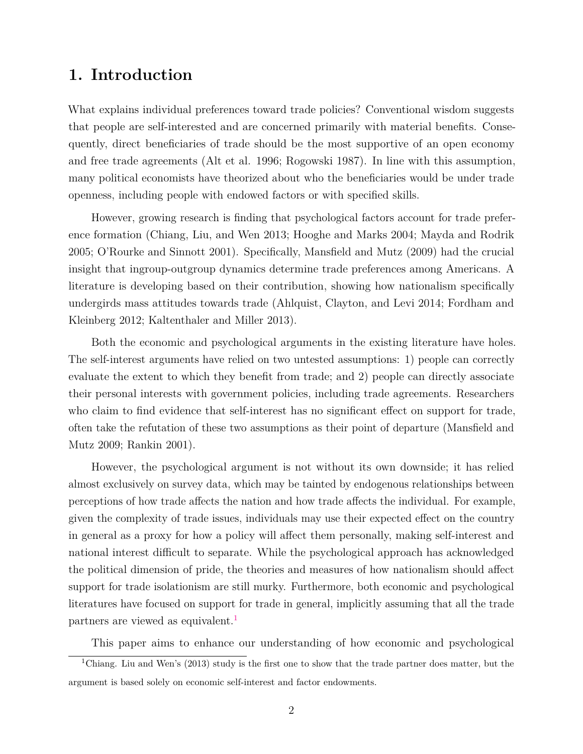# 1. Introduction

What explains individual preferences toward trade policies? Conventional wisdom suggests that people are self-interested and are concerned primarily with material benefits. Consequently, direct beneficiaries of trade should be the most supportive of an open economy and free trade agreements (Alt et al. 1996; Rogowski 1987). In line with this assumption, many political economists have theorized about who the beneficiaries would be under trade openness, including people with endowed factors or with specified skills.

However, growing research is finding that psychological factors account for trade preference formation (Chiang, Liu, and Wen 2013; Hooghe and Marks 2004; Mayda and Rodrik 2005; O'Rourke and Sinnott 2001). Specifically, Mansfield and Mutz (2009) had the crucial insight that ingroup-outgroup dynamics determine trade preferences among Americans. A literature is developing based on their contribution, showing how nationalism specifically undergirds mass attitudes towards trade (Ahlquist, Clayton, and Levi 2014; Fordham and Kleinberg 2012; Kaltenthaler and Miller 2013).

Both the economic and psychological arguments in the existing literature have holes. The self-interest arguments have relied on two untested assumptions: 1) people can correctly evaluate the extent to which they benefit from trade; and 2) people can directly associate their personal interests with government policies, including trade agreements. Researchers who claim to find evidence that self-interest has no significant effect on support for trade, often take the refutation of these two assumptions as their point of departure (Mansfield and Mutz 2009; Rankin 2001).

However, the psychological argument is not without its own downside; it has relied almost exclusively on survey data, which may be tainted by endogenous relationships between perceptions of how trade affects the nation and how trade affects the individual. For example, given the complexity of trade issues, individuals may use their expected effect on the country in general as a proxy for how a policy will affect them personally, making self-interest and national interest difficult to separate. While the psychological approach has acknowledged the political dimension of pride, the theories and measures of how nationalism should affect support for trade isolationism are still murky. Furthermore, both economic and psychological literatures have focused on support for trade in general, implicitly assuming that all the trade partners are viewed as equivalent.[1]

This paper aims to enhance our understanding of how economic and psychological

[1] Chiang. Liu and Wen's (2013) study is the first one to show that the trade partner does matter, but the argument is based solely on economic self-interest and factor endowments.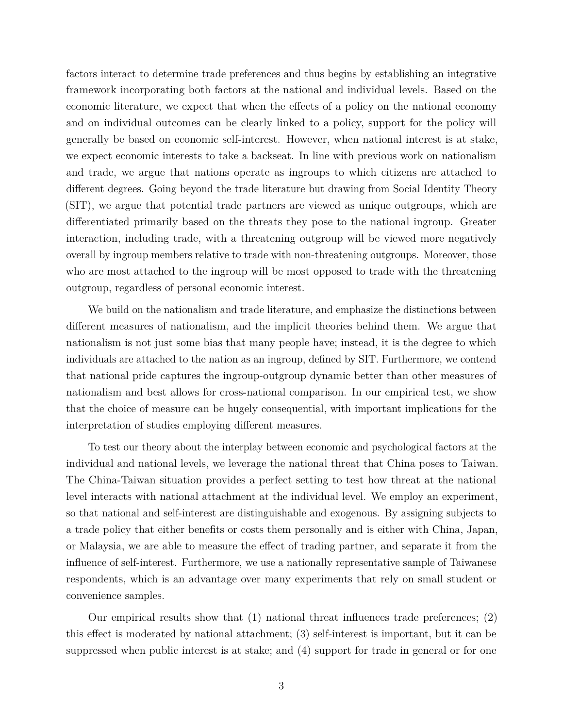factors interact to determine trade preferences and thus begins by establishing an integrative framework incorporating both factors at the national and individual levels. Based on the economic literature, we expect that when the effects of a policy on the national economy and on individual outcomes can be clearly linked to a policy, support for the policy will generally be based on economic self-interest. However, when national interest is at stake, we expect economic interests to take a backseat. In line with previous work on nationalism and trade, we argue that nations operate as ingroups to which citizens are attached to different degrees. Going beyond the trade literature but drawing from Social Identity Theory (SIT), we argue that potential trade partners are viewed as unique outgroups, which are differentiated primarily based on the threats they pose to the national ingroup. Greater interaction, including trade, with a threatening outgroup will be viewed more negatively overall by ingroup members relative to trade with non-threatening outgroups. Moreover, those who are most attached to the ingroup will be most opposed to trade with the threatening outgroup, regardless of personal economic interest.

We build on the nationalism and trade literature, and emphasize the distinctions between different measures of nationalism, and the implicit theories behind them. We argue that nationalism is not just some bias that many people have; instead, it is the degree to which individuals are attached to the nation as an ingroup, defined by SIT. Furthermore, we contend that national pride captures the ingroup-outgroup dynamic better than other measures of nationalism and best allows for cross-national comparison. In our empirical test, we show that the choice of measure can be hugely consequential, with important implications for the interpretation of studies employing different measures.

To test our theory about the interplay between economic and psychological factors at the individual and national levels, we leverage the national threat that China poses to Taiwan. The China-Taiwan situation provides a perfect setting to test how threat at the national level interacts with national attachment at the individual level. We employ an experiment, so that national and self-interest are distinguishable and exogenous. By assigning subjects to a trade policy that either benefits or costs them personally and is either with China, Japan, or Malaysia, we are able to measure the effect of trading partner, and separate it from the influence of self-interest. Furthermore, we use a nationally representative sample of Taiwanese respondents, which is an advantage over many experiments that rely on small student or convenience samples.

Our empirical results show that (1) national threat influences trade preferences; (2) this effect is moderated by national attachment; (3) self-interest is important, but it can be suppressed when public interest is at stake; and (4) support for trade in general or for one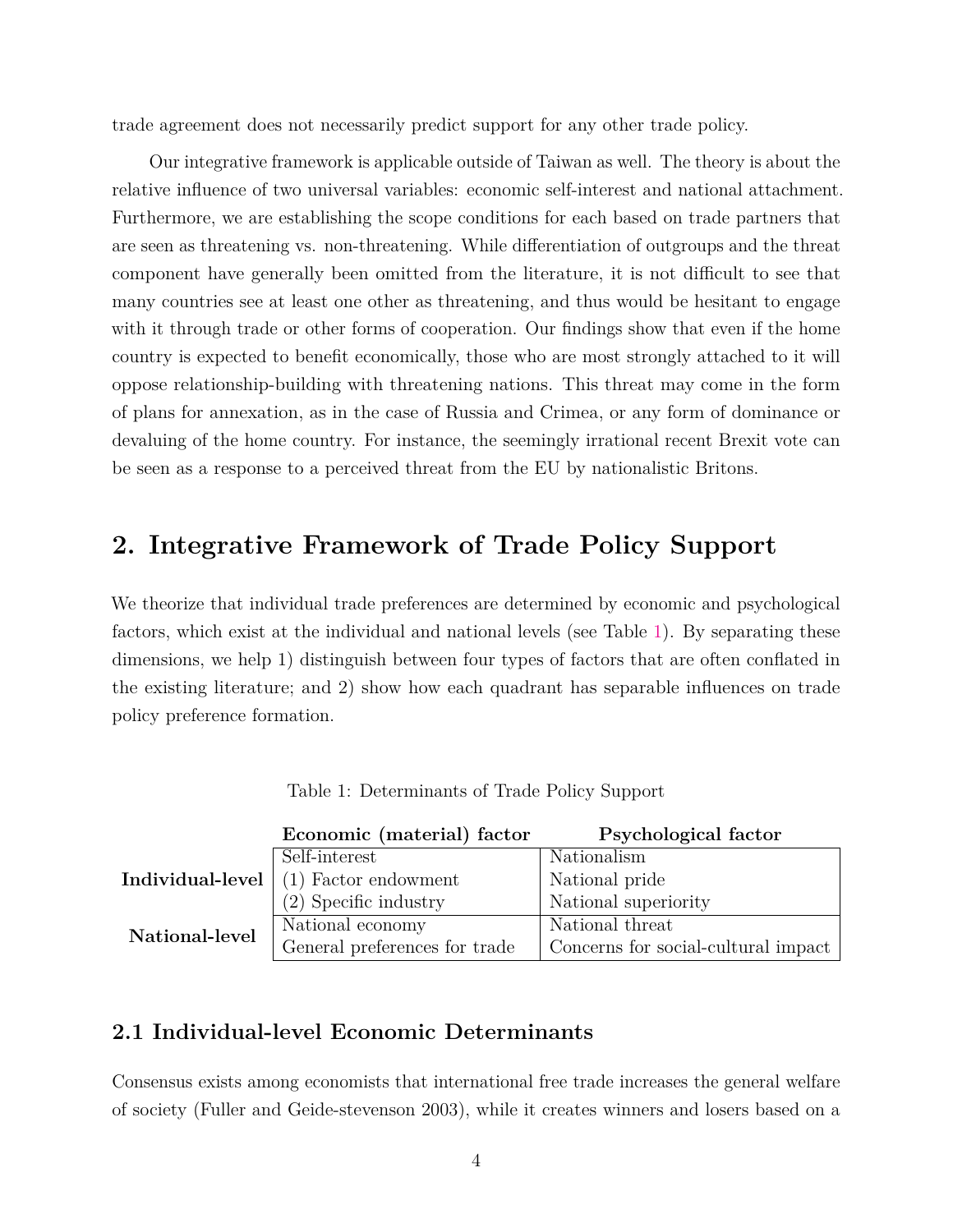trade agreement does not necessarily predict support for any other trade policy.

Our integrative framework is applicable outside of Taiwan as well. The theory is about the relative influence of two universal variables: economic self-interest and national attachment. Furthermore, we are establishing the scope conditions for each based on trade partners that are seen as threatening vs. non-threatening. While differentiation of outgroups and the threat component have generally been omitted from the literature, it is not difficult to see that many countries see at least one other as threatening, and thus would be hesitant to engage with it through trade or other forms of cooperation. Our findings show that even if the home country is expected to benefit economically, those who are most strongly attached to it will oppose relationship-building with threatening nations. This threat may come in the form of plans for annexation, as in the case of Russia and Crimea, or any form of dominance or devaluing of the home country. For instance, the seemingly irrational recent Brexit vote can be seen as a response to a perceived threat from the EU by nationalistic Britons.

## 2. Integrative Framework of Trade Policy Support

We theorize that individual trade preferences are determined by economic and psychological factors, which exist at the individual and national levels (see Table 1). By separating these dimensions, we help 1) distinguish between four types of factors that are often conflated in the existing literature; and 2) show how each quadrant has separable influences on trade policy preference formation.

Table 1: Determinants of Trade Policy Support

| | **Economic (material) factor** | **Psychological factor** |
|---|---|---|
| **Individual-level** | Self-interest<br>(1) Factor endowment<br>(2) Specific industry | Nationalism<br>National pride<br>National superiority |
| **National-level** | National economy<br>General preferences for trade | National threat<br>Concerns for social-cultural impact |

### 2.1 Individual-level Economic Determinants

Consensus exists among economists that international free trade increases the general welfare of society (Fuller and Geide-stevenson 2003), while it creates winners and losers based on a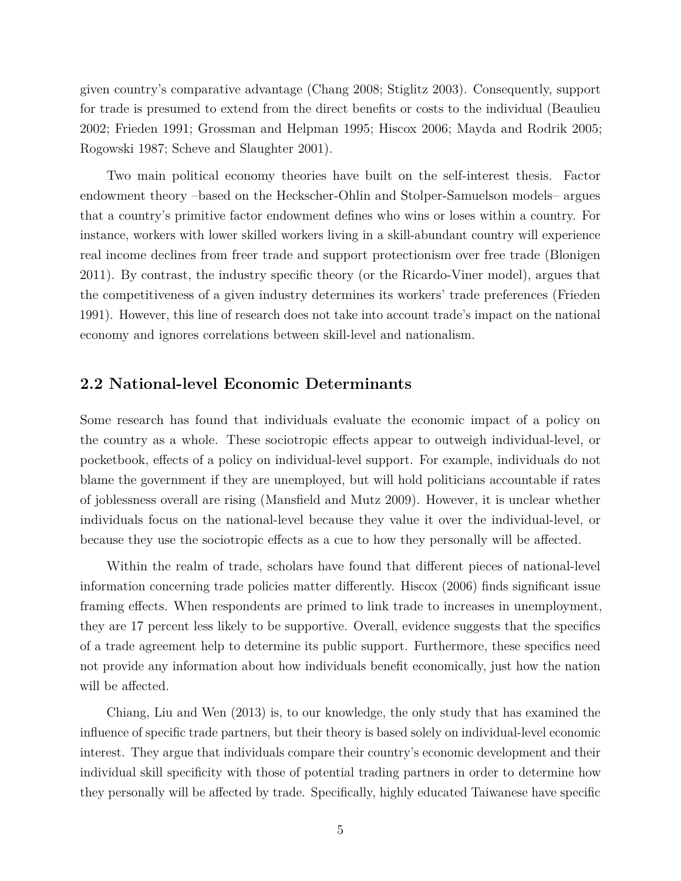given country's comparative advantage (Chang 2008; Stiglitz 2003). Consequently, support for trade is presumed to extend from the direct benefits or costs to the individual (Beaulieu 2002; Frieden 1991; Grossman and Helpman 1995; Hiscox 2006; Mayda and Rodrik 2005; Rogowski 1987; Scheve and Slaughter 2001).

Two main political economy theories have built on the self-interest thesis. Factor endowment theory –based on the Heckscher-Ohlin and Stolper-Samuelson models– argues that a country's primitive factor endowment defines who wins or loses within a country. For instance, workers with lower skilled workers living in a skill-abundant country will experience real income declines from freer trade and support protectionism over free trade (Blonigen 2011). By contrast, the industry specific theory (or the Ricardo-Viner model), argues that the competitiveness of a given industry determines its workers' trade preferences (Frieden 1991). However, this line of research does not take into account trade's impact on the national economy and ignores correlations between skill-level and nationalism.

## 2.2 National-level Economic Determinants

Some research has found that individuals evaluate the economic impact of a policy on the country as a whole. These sociotropic effects appear to outweigh individual-level, or pocketbook, effects of a policy on individual-level support. For example, individuals do not blame the government if they are unemployed, but will hold politicians accountable if rates of joblessness overall are rising (Mansfield and Mutz 2009). However, it is unclear whether individuals focus on the national-level because they value it over the individual-level, or because they use the sociotropic effects as a cue to how they personally will be affected.

Within the realm of trade, scholars have found that different pieces of national-level information concerning trade policies matter differently. Hiscox (2006) finds significant issue framing effects. When respondents are primed to link trade to increases in unemployment, they are 17 percent less likely to be supportive. Overall, evidence suggests that the specifics of a trade agreement help to determine its public support. Furthermore, these specifics need not provide any information about how individuals benefit economically, just how the nation will be affected.

Chiang, Liu and Wen (2013) is, to our knowledge, the only study that has examined the influence of specific trade partners, but their theory is based solely on individual-level economic interest. They argue that individuals compare their country's economic development and their individual skill specificity with those of potential trading partners in order to determine how they personally will be affected by trade. Specifically, highly educated Taiwanese have specific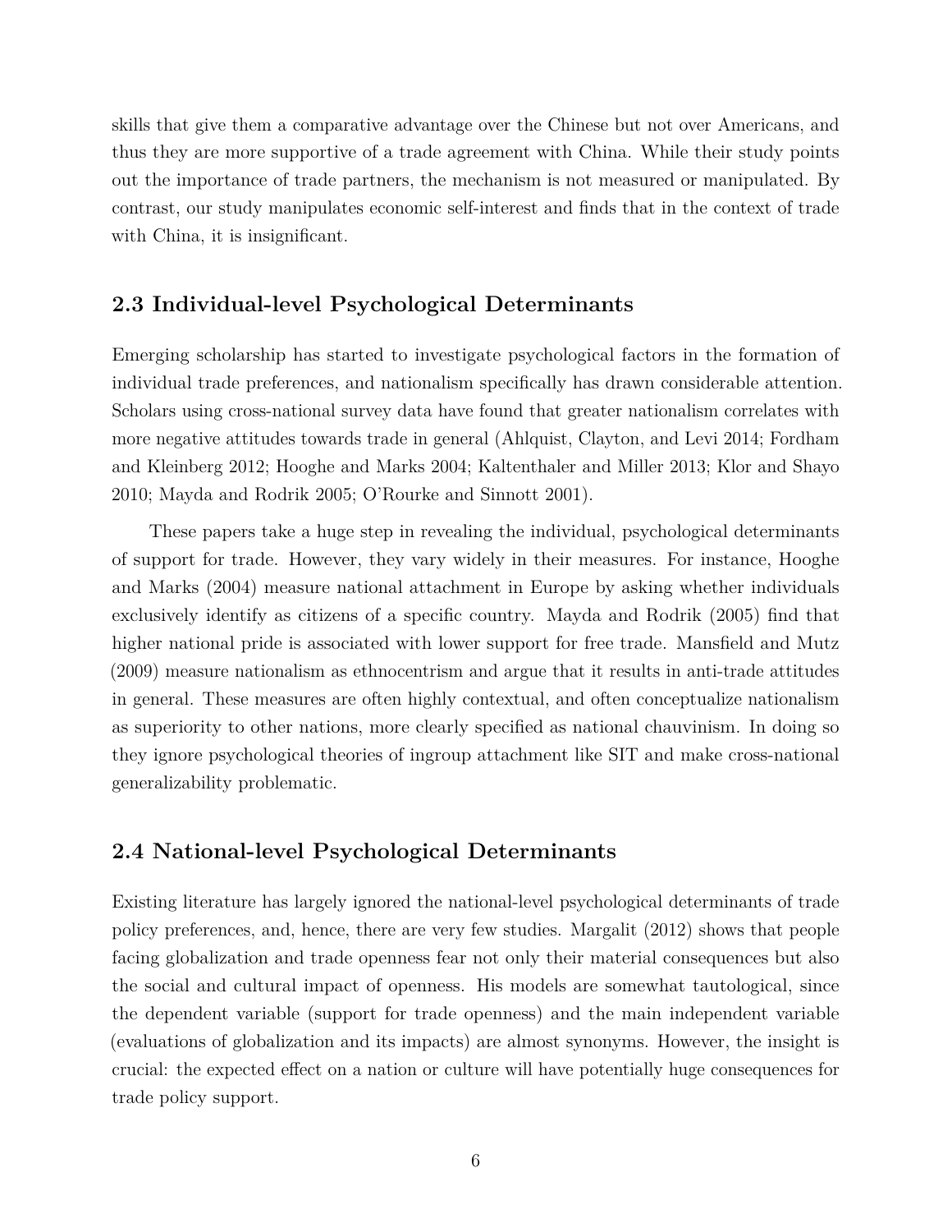skills that give them a comparative advantage over the Chinese but not over Americans, and thus they are more supportive of a trade agreement with China. While their study points out the importance of trade partners, the mechanism is not measured or manipulated. By contrast, our study manipulates economic self-interest and finds that in the context of trade with China, it is insignificant.

## 2.3 Individual-level Psychological Determinants

Emerging scholarship has started to investigate psychological factors in the formation of individual trade preferences, and nationalism specifically has drawn considerable attention. Scholars using cross-national survey data have found that greater nationalism correlates with more negative attitudes towards trade in general (Ahlquist, Clayton, and Levi 2014; Fordham and Kleinberg 2012; Hooghe and Marks 2004; Kaltenthaler and Miller 2013; Klor and Shayo 2010; Mayda and Rodrik 2005; O'Rourke and Sinnott 2001).

These papers take a huge step in revealing the individual, psychological determinants of support for trade. However, they vary widely in their measures. For instance, Hooghe and Marks (2004) measure national attachment in Europe by asking whether individuals exclusively identify as citizens of a specific country. Mayda and Rodrik (2005) find that higher national pride is associated with lower support for free trade. Mansfield and Mutz (2009) measure nationalism as ethnocentrism and argue that it results in anti-trade attitudes in general. These measures are often highly contextual, and often conceptualize nationalism as superiority to other nations, more clearly specified as national chauvinism. In doing so they ignore psychological theories of ingroup attachment like SIT and make cross-national generalizability problematic.

## 2.4 National-level Psychological Determinants

Existing literature has largely ignored the national-level psychological determinants of trade policy preferences, and, hence, there are very few studies. Margalit (2012) shows that people facing globalization and trade openness fear not only their material consequences but also the social and cultural impact of openness. His models are somewhat tautological, since the dependent variable (support for trade openness) and the main independent variable (evaluations of globalization and its impacts) are almost synonyms. However, the insight is crucial: the expected effect on a nation or culture will have potentially huge consequences for trade policy support.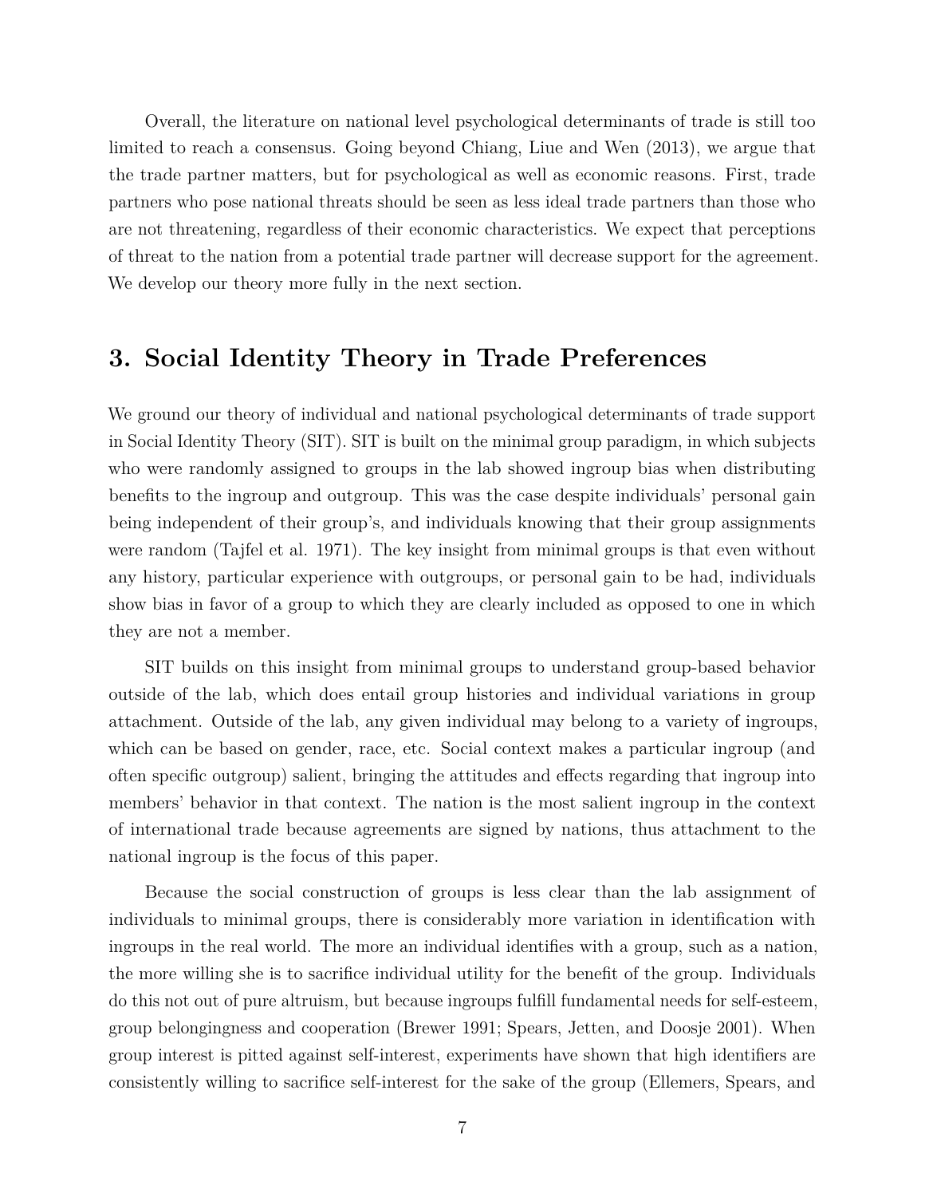Overall, the literature on national level psychological determinants of trade is still too limited to reach a consensus. Going beyond Chiang, Liue and Wen (2013), we argue that the trade partner matters, but for psychological as well as economic reasons. First, trade partners who pose national threats should be seen as less ideal trade partners than those who are not threatening, regardless of their economic characteristics. We expect that perceptions of threat to the nation from a potential trade partner will decrease support for the agreement. We develop our theory more fully in the next section.

## 3. Social Identity Theory in Trade Preferences

We ground our theory of individual and national psychological determinants of trade support in Social Identity Theory (SIT). SIT is built on the minimal group paradigm, in which subjects who were randomly assigned to groups in the lab showed ingroup bias when distributing benefits to the ingroup and outgroup. This was the case despite individuals' personal gain being independent of their group's, and individuals knowing that their group assignments were random (Tajfel et al. 1971). The key insight from minimal groups is that even without any history, particular experience with outgroups, or personal gain to be had, individuals show bias in favor of a group to which they are clearly included as opposed to one in which they are not a member.

SIT builds on this insight from minimal groups to understand group-based behavior outside of the lab, which does entail group histories and individual variations in group attachment. Outside of the lab, any given individual may belong to a variety of ingroups, which can be based on gender, race, etc. Social context makes a particular ingroup (and often specific outgroup) salient, bringing the attitudes and effects regarding that ingroup into members' behavior in that context. The nation is the most salient ingroup in the context of international trade because agreements are signed by nations, thus attachment to the national ingroup is the focus of this paper.

Because the social construction of groups is less clear than the lab assignment of individuals to minimal groups, there is considerably more variation in identification with ingroups in the real world. The more an individual identifies with a group, such as a nation, the more willing she is to sacrifice individual utility for the benefit of the group. Individuals do this not out of pure altruism, but because ingroups fulfill fundamental needs for self-esteem, group belongingness and cooperation (Brewer 1991; Spears, Jetten, and Doosje 2001). When group interest is pitted against self-interest, experiments have shown that high identifiers are consistently willing to sacrifice self-interest for the sake of the group (Ellemers, Spears, and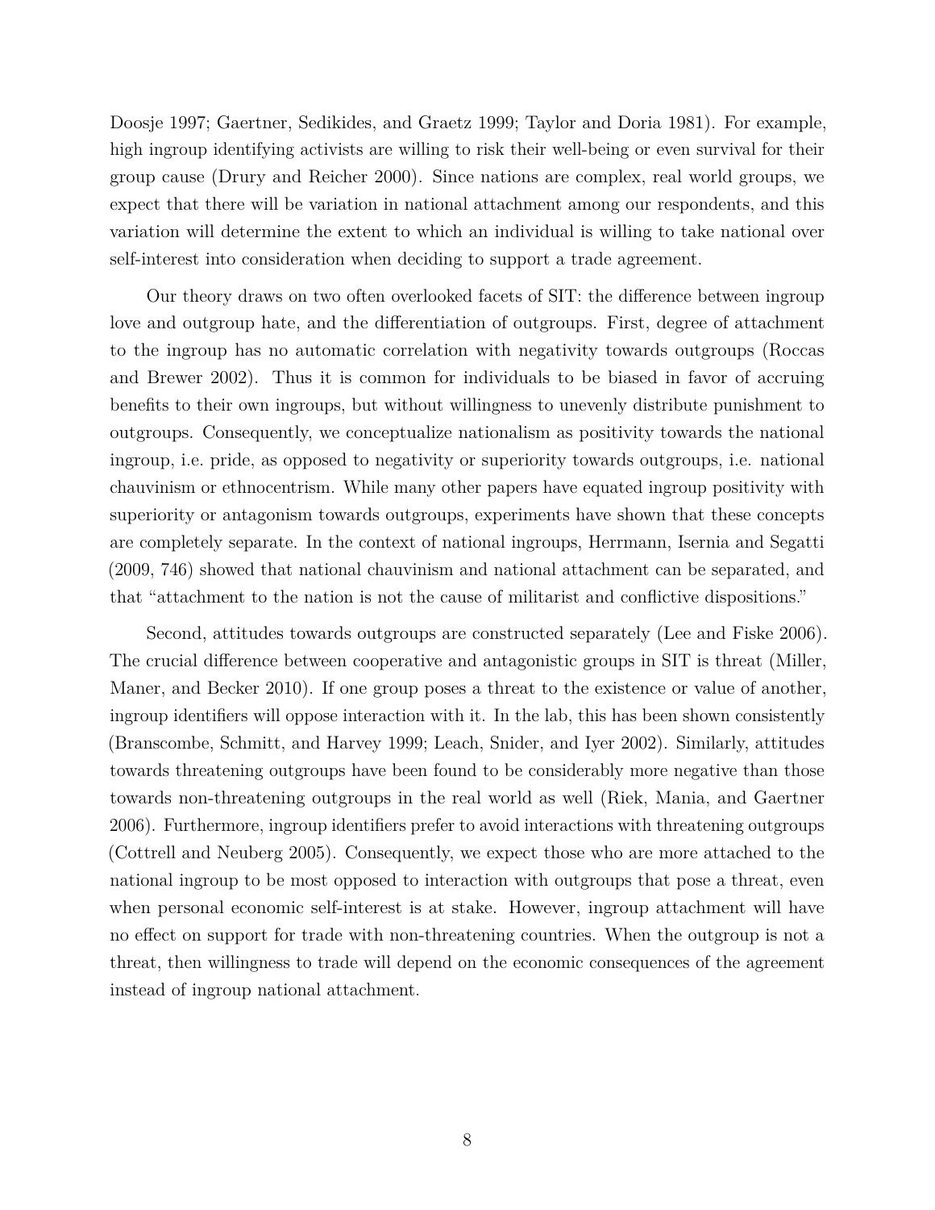Doosje 1997; Gaertner, Sedikides, and Graetz 1999; Taylor and Doria 1981). For example, high ingroup identifying activists are willing to risk their well-being or even survival for their group cause (Drury and Reicher 2000). Since nations are complex, real world groups, we expect that there will be variation in national attachment among our respondents, and this variation will determine the extent to which an individual is willing to take national over self-interest into consideration when deciding to support a trade agreement.

Our theory draws on two often overlooked facets of SIT: the difference between ingroup love and outgroup hate, and the differentiation of outgroups. First, degree of attachment to the ingroup has no automatic correlation with negativity towards outgroups (Roccas and Brewer 2002). Thus it is common for individuals to be biased in favor of accruing benefits to their own ingroups, but without willingness to unevenly distribute punishment to outgroups. Consequently, we conceptualize nationalism as positivity towards the national ingroup, i.e. pride, as opposed to negativity or superiority towards outgroups, i.e. national chauvinism or ethnocentrism. While many other papers have equated ingroup positivity with superiority or antagonism towards outgroups, experiments have shown that these concepts are completely separate. In the context of national ingroups, Herrmann, Isernia and Segatti (2009, 746) showed that national chauvinism and national attachment can be separated, and that "attachment to the nation is not the cause of militarist and conflictive dispositions."

Second, attitudes towards outgroups are constructed separately (Lee and Fiske 2006). The crucial difference between cooperative and antagonistic groups in SIT is threat (Miller, Maner, and Becker 2010). If one group poses a threat to the existence or value of another, ingroup identifiers will oppose interaction with it. In the lab, this has been shown consistently (Branscombe, Schmitt, and Harvey 1999; Leach, Snider, and Iyer 2002). Similarly, attitudes towards threatening outgroups have been found to be considerably more negative than those towards non-threatening outgroups in the real world as well (Riek, Mania, and Gaertner 2006). Furthermore, ingroup identifiers prefer to avoid interactions with threatening outgroups (Cottrell and Neuberg 2005). Consequently, we expect those who are more attached to the national ingroup to be most opposed to interaction with outgroups that pose a threat, even when personal economic self-interest is at stake. However, ingroup attachment will have no effect on support for trade with non-threatening countries. When the outgroup is not a threat, then willingness to trade will depend on the economic consequences of the agreement instead of ingroup national attachment.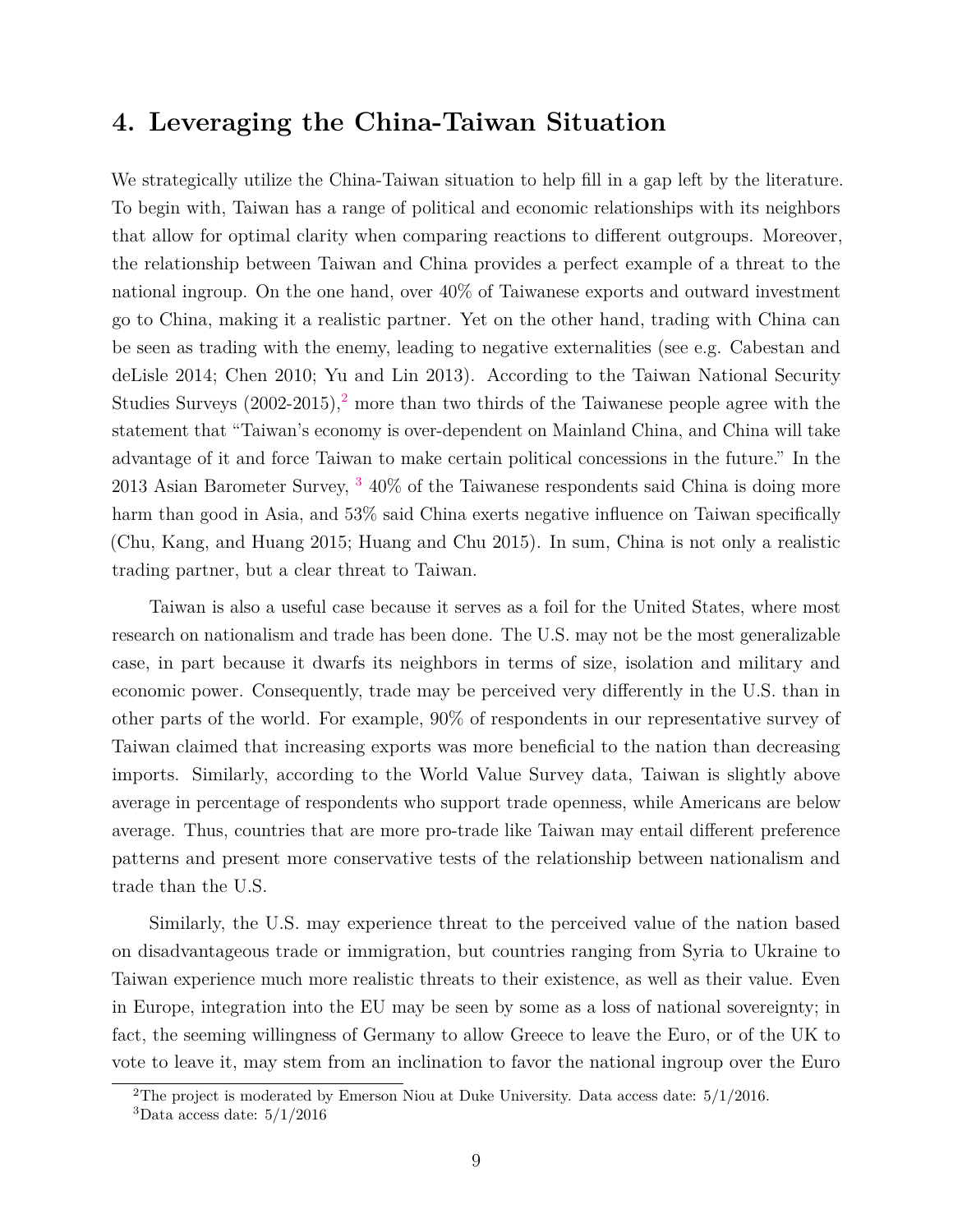## 4. Leveraging the China-Taiwan Situation

We strategically utilize the China-Taiwan situation to help fill in a gap left by the literature. To begin with, Taiwan has a range of political and economic relationships with its neighbors that allow for optimal clarity when comparing reactions to different outgroups. Moreover, the relationship between Taiwan and China provides a perfect example of a threat to the national ingroup. On the one hand, over 40% of Taiwanese exports and outward investment go to China, making it a realistic partner. Yet on the other hand, trading with China can be seen as trading with the enemy, leading to negative externalities (see e.g. Cabestan and deLisle 2014; Chen 2010; Yu and Lin 2013). According to the Taiwan National Security Studies Surveys (2002-2015),[2] more than two thirds of the Taiwanese people agree with the statement that "Taiwan's economy is over-dependent on Mainland China, and China will take advantage of it and force Taiwan to make certain political concessions in the future." In the 2013 Asian Barometer Survey, [3] 40% of the Taiwanese respondents said China is doing more harm than good in Asia, and 53% said China exerts negative influence on Taiwan specifically (Chu, Kang, and Huang 2015; Huang and Chu 2015). In sum, China is not only a realistic trading partner, but a clear threat to Taiwan.

Taiwan is also a useful case because it serves as a foil for the United States, where most research on nationalism and trade has been done. The U.S. may not be the most generalizable case, in part because it dwarfs its neighbors in terms of size, isolation and military and economic power. Consequently, trade may be perceived very differently in the U.S. than in other parts of the world. For example, 90% of respondents in our representative survey of Taiwan claimed that increasing exports was more beneficial to the nation than decreasing imports. Similarly, according to the World Value Survey data, Taiwan is slightly above average in percentage of respondents who support trade openness, while Americans are below average. Thus, countries that are more pro-trade like Taiwan may entail different preference patterns and present more conservative tests of the relationship between nationalism and trade than the U.S.

Similarly, the U.S. may experience threat to the perceived value of the nation based on disadvantageous trade or immigration, but countries ranging from Syria to Ukraine to Taiwan experience much more realistic threats to their existence, as well as their value. Even in Europe, integration into the EU may be seen by some as a loss of national sovereignty; in fact, the seeming willingness of Germany to allow Greece to leave the Euro, or of the UK to vote to leave it, may stem from an inclination to favor the national ingroup over the Euro

[2] The project is moderated by Emerson Niou at Duke University. Data access date: 5/1/2016.

[3] Data access date: 5/1/2016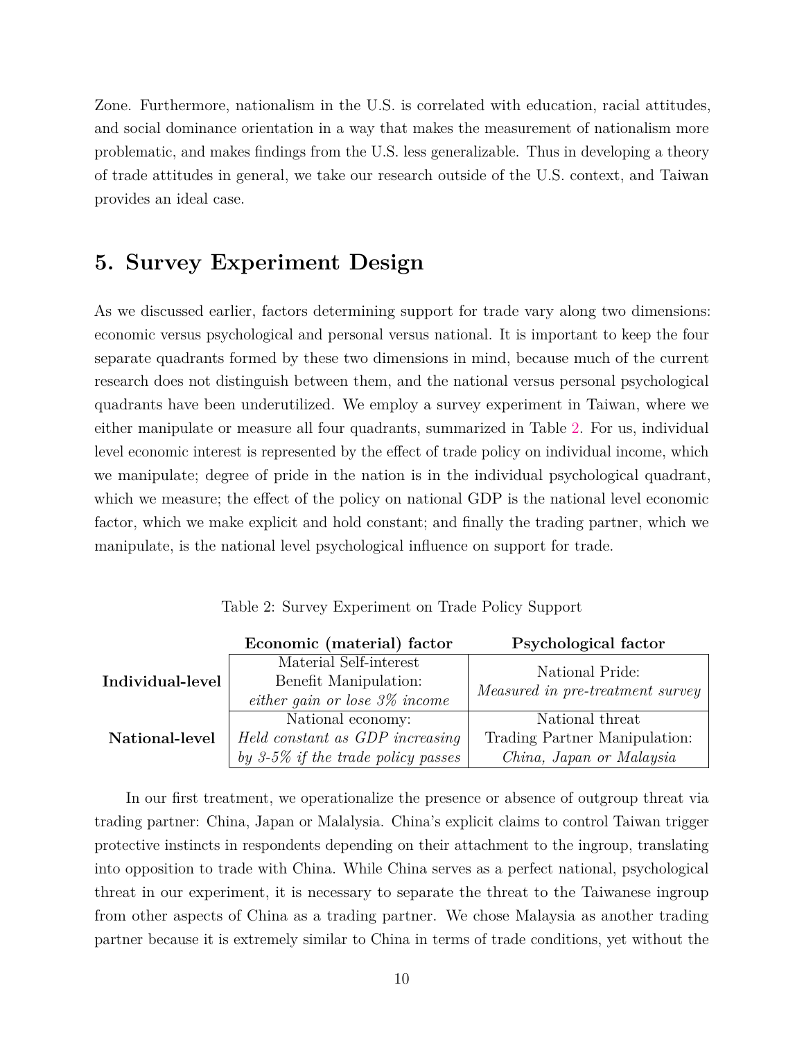Zone. Furthermore, nationalism in the U.S. is correlated with education, racial attitudes, and social dominance orientation in a way that makes the measurement of nationalism more problematic, and makes findings from the U.S. less generalizable. Thus in developing a theory of trade attitudes in general, we take our research outside of the U.S. context, and Taiwan provides an ideal case.

## 5. Survey Experiment Design

As we discussed earlier, factors determining support for trade vary along two dimensions: economic versus psychological and personal versus national. It is important to keep the four separate quadrants formed by these two dimensions in mind, because much of the current research does not distinguish between them, and the national versus personal psychological quadrants have been underutilized. We employ a survey experiment in Taiwan, where we either manipulate or measure all four quadrants, summarized in Table 2. For us, individual level economic interest is represented by the effect of trade policy on individual income, which we manipulate; degree of pride in the nation is in the individual psychological quadrant, which we measure; the effect of the policy on national GDP is the national level economic factor, which we make explicit and hold constant; and finally the trading partner, which we manipulate, is the national level psychological influence on support for trade.

Table 2: Survey Experiment on Trade Policy Support

| | **Economic (material) factor** | **Psychological factor** |
|---|---|---|
| **Individual-level** | Material Self-interest<br>Benefit Manipulation:<br>*either gain or lose 3% income* | National Pride:<br>*Measured in pre-treatment survey* |
| **National-level** | National economy:<br>*Held constant as GDP increasing by 3-5% if the trade policy passes* | National threat<br>Trading Partner Manipulation:<br>*China, Japan or Malaysia* |

In our first treatment, we operationalize the presence or absence of outgroup threat via trading partner: China, Japan or Malalysia. China's explicit claims to control Taiwan trigger protective instincts in respondents depending on their attachment to the ingroup, translating into opposition to trade with China. While China serves as a perfect national, psychological threat in our experiment, it is necessary to separate the threat to the Taiwanese ingroup from other aspects of China as a trading partner. We chose Malaysia as another trading partner because it is extremely similar to China in terms of trade conditions, yet without the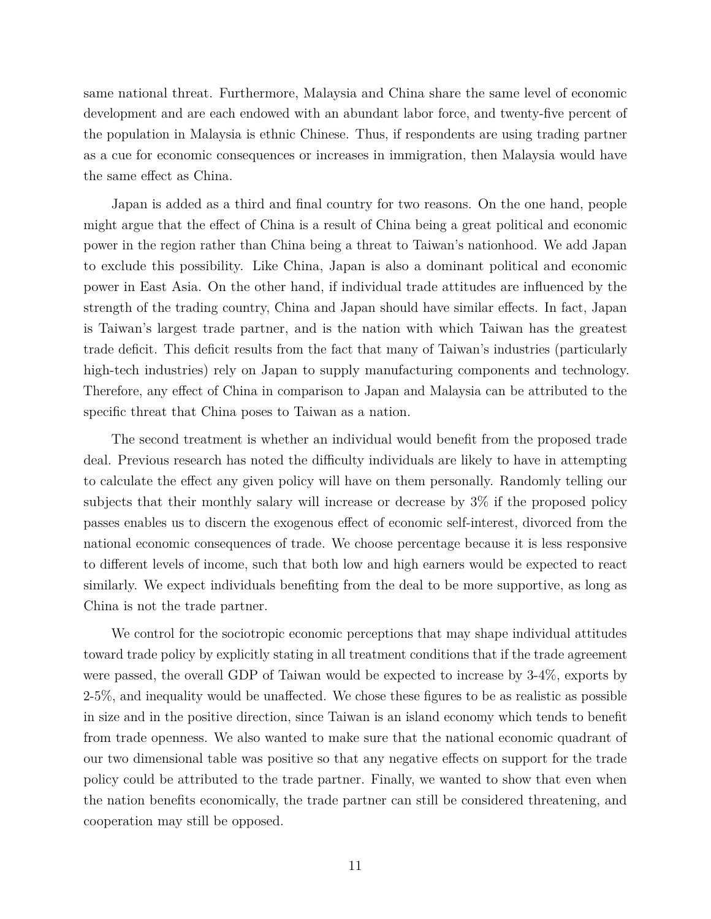same national threat. Furthermore, Malaysia and China share the same level of economic development and are each endowed with an abundant labor force, and twenty-five percent of the population in Malaysia is ethnic Chinese. Thus, if respondents are using trading partner as a cue for economic consequences or increases in immigration, then Malaysia would have the same effect as China.

Japan is added as a third and final country for two reasons. On the one hand, people might argue that the effect of China is a result of China being a great political and economic power in the region rather than China being a threat to Taiwan's nationhood. We add Japan to exclude this possibility. Like China, Japan is also a dominant political and economic power in East Asia. On the other hand, if individual trade attitudes are influenced by the strength of the trading country, China and Japan should have similar effects. In fact, Japan is Taiwan's largest trade partner, and is the nation with which Taiwan has the greatest trade deficit. This deficit results from the fact that many of Taiwan's industries (particularly high-tech industries) rely on Japan to supply manufacturing components and technology. Therefore, any effect of China in comparison to Japan and Malaysia can be attributed to the specific threat that China poses to Taiwan as a nation.

The second treatment is whether an individual would benefit from the proposed trade deal. Previous research has noted the difficulty individuals are likely to have in attempting to calculate the effect any given policy will have on them personally. Randomly telling our subjects that their monthly salary will increase or decrease by 3% if the proposed policy passes enables us to discern the exogenous effect of economic self-interest, divorced from the national economic consequences of trade. We choose percentage because it is less responsive to different levels of income, such that both low and high earners would be expected to react similarly. We expect individuals benefiting from the deal to be more supportive, as long as China is not the trade partner.

We control for the sociotropic economic perceptions that may shape individual attitudes toward trade policy by explicitly stating in all treatment conditions that if the trade agreement were passed, the overall GDP of Taiwan would be expected to increase by 3-4%, exports by 2-5%, and inequality would be unaffected. We chose these figures to be as realistic as possible in size and in the positive direction, since Taiwan is an island economy which tends to benefit from trade openness. We also wanted to make sure that the national economic quadrant of our two dimensional table was positive so that any negative effects on support for the trade policy could be attributed to the trade partner. Finally, we wanted to show that even when the nation benefits economically, the trade partner can still be considered threatening, and cooperation may still be opposed.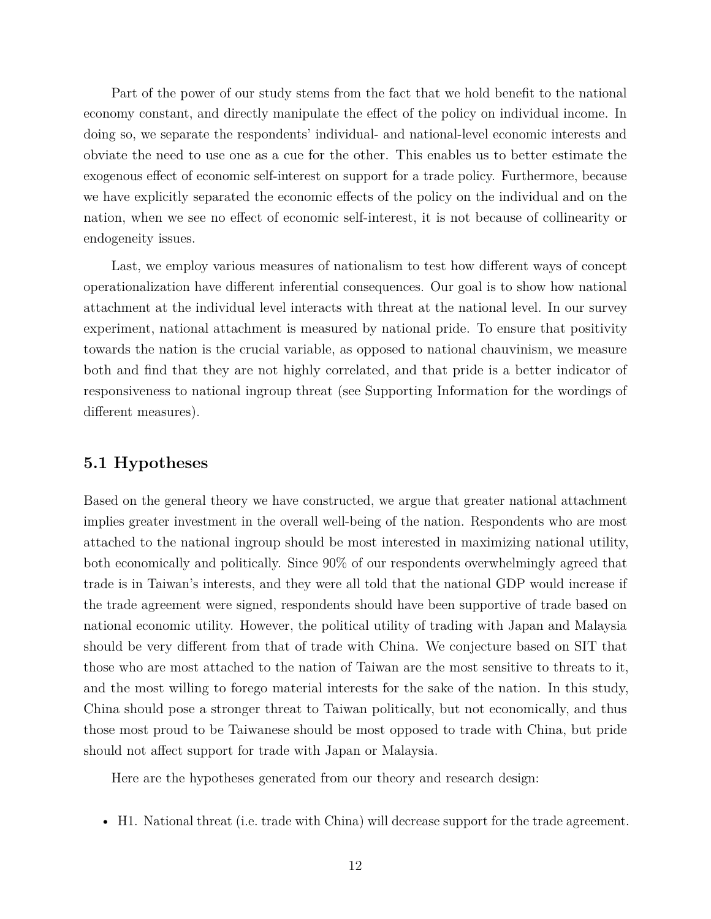Part of the power of our study stems from the fact that we hold benefit to the national economy constant, and directly manipulate the effect of the policy on individual income. In doing so, we separate the respondents' individual- and national-level economic interests and obviate the need to use one as a cue for the other. This enables us to better estimate the exogenous effect of economic self-interest on support for a trade policy. Furthermore, because we have explicitly separated the economic effects of the policy on the individual and on the nation, when we see no effect of economic self-interest, it is not because of collinearity or endogeneity issues.

Last, we employ various measures of nationalism to test how different ways of concept operationalization have different inferential consequences. Our goal is to show how national attachment at the individual level interacts with threat at the national level. In our survey experiment, national attachment is measured by national pride. To ensure that positivity towards the nation is the crucial variable, as opposed to national chauvinism, we measure both and find that they are not highly correlated, and that pride is a better indicator of responsiveness to national ingroup threat (see Supporting Information for the wordings of different measures).

## 5.1 Hypotheses

Based on the general theory we have constructed, we argue that greater national attachment implies greater investment in the overall well-being of the nation. Respondents who are most attached to the national ingroup should be most interested in maximizing national utility, both economically and politically. Since 90% of our respondents overwhelmingly agreed that trade is in Taiwan's interests, and they were all told that the national GDP would increase if the trade agreement were signed, respondents should have been supportive of trade based on national economic utility. However, the political utility of trading with Japan and Malaysia should be very different from that of trade with China. We conjecture based on SIT that those who are most attached to the nation of Taiwan are the most sensitive to threats to it, and the most willing to forego material interests for the sake of the nation. In this study, China should pose a stronger threat to Taiwan politically, but not economically, and thus those most proud to be Taiwanese should be most opposed to trade with China, but pride should not affect support for trade with Japan or Malaysia.

Here are the hypotheses generated from our theory and research design:

- H1. National threat (i.e. trade with China) will decrease support for the trade agreement.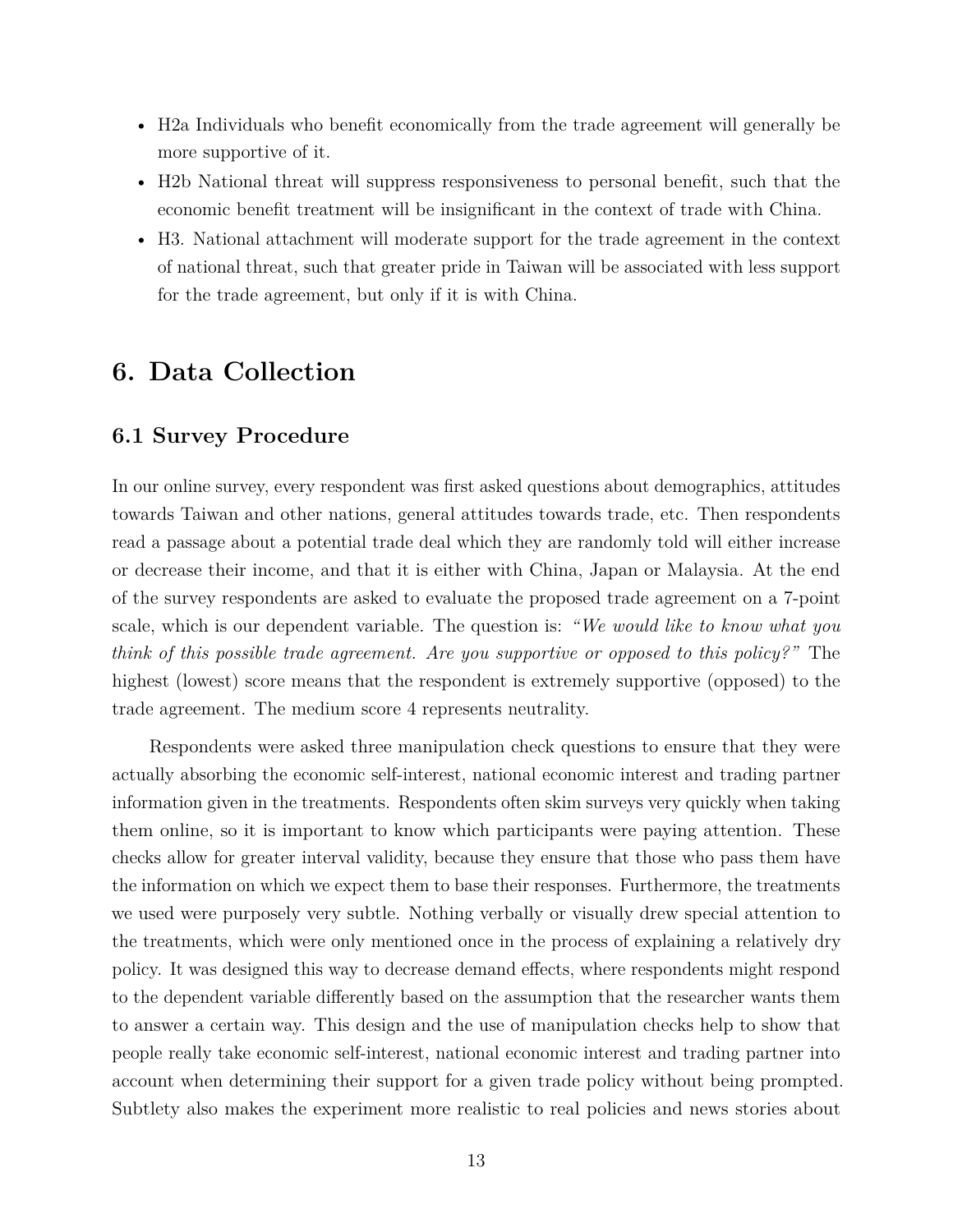- H2a Individuals who benefit economically from the trade agreement will generally be more supportive of it.
- H2b National threat will suppress responsiveness to personal benefit, such that the economic benefit treatment will be insignificant in the context of trade with China.
- H3. National attachment will moderate support for the trade agreement in the context of national threat, such that greater pride in Taiwan will be associated with less support for the trade agreement, but only if it is with China.

# 6. Data Collection

## 6.1 Survey Procedure

In our online survey, every respondent was first asked questions about demographics, attitudes towards Taiwan and other nations, general attitudes towards trade, etc. Then respondents read a passage about a potential trade deal which they are randomly told will either increase or decrease their income, and that it is either with China, Japan or Malaysia. At the end of the survey respondents are asked to evaluate the proposed trade agreement on a 7-point scale, which is our dependent variable. The question is: *"We would like to know what you think of this possible trade agreement. Are you supportive or opposed to this policy?"* The highest (lowest) score means that the respondent is extremely supportive (opposed) to the trade agreement. The medium score 4 represents neutrality.

Respondents were asked three manipulation check questions to ensure that they were actually absorbing the economic self-interest, national economic interest and trading partner information given in the treatments. Respondents often skim surveys very quickly when taking them online, so it is important to know which participants were paying attention. These checks allow for greater interval validity, because they ensure that those who pass them have the information on which we expect them to base their responses. Furthermore, the treatments we used were purposely very subtle. Nothing verbally or visually drew special attention to the treatments, which were only mentioned once in the process of explaining a relatively dry policy. It was designed this way to decrease demand effects, where respondents might respond to the dependent variable differently based on the assumption that the researcher wants them to answer a certain way. This design and the use of manipulation checks help to show that people really take economic self-interest, national economic interest and trading partner into account when determining their support for a given trade policy without being prompted. Subtlety also makes the experiment more realistic to real policies and news stories about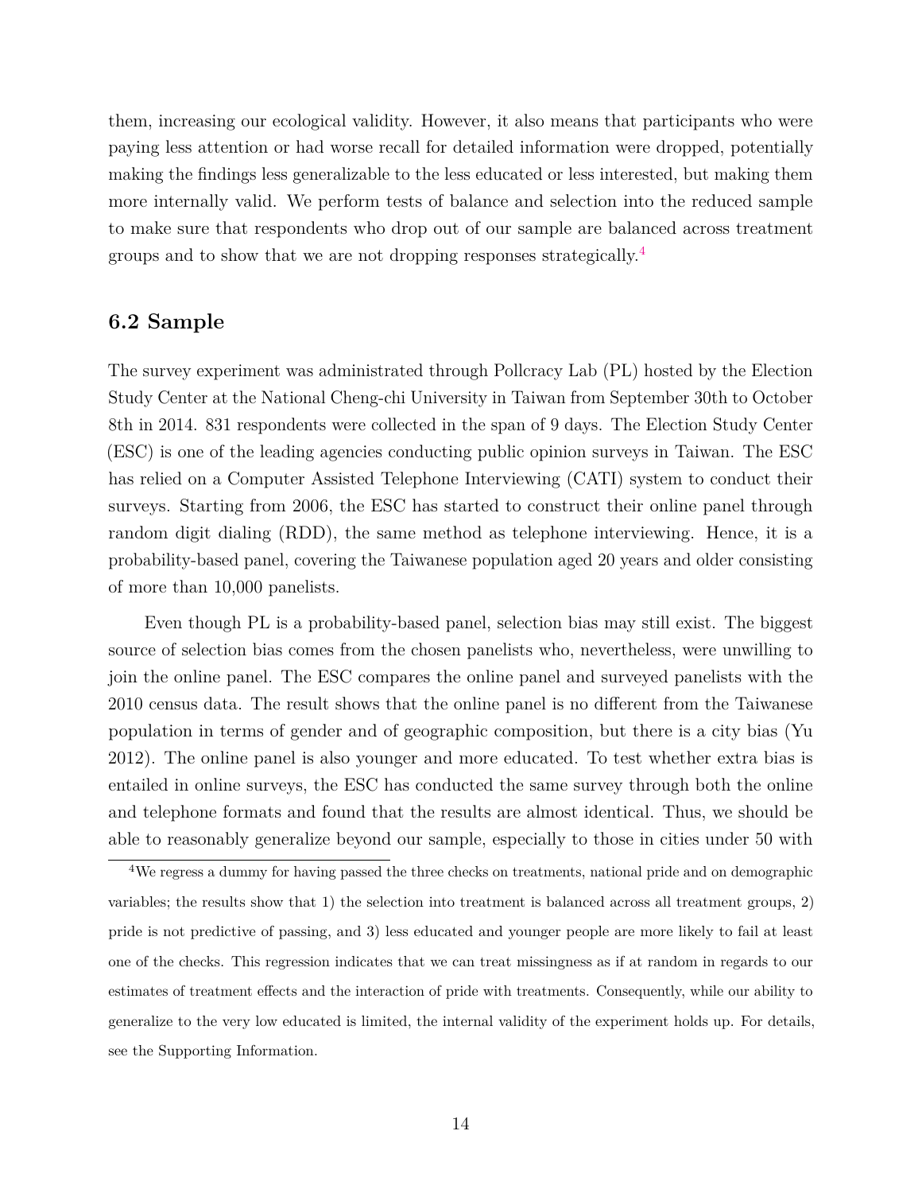them, increasing our ecological validity. However, it also means that participants who were paying less attention or had worse recall for detailed information were dropped, potentially making the findings less generalizable to the less educated or less interested, but making them more internally valid. We perform tests of balance and selection into the reduced sample to make sure that respondents who drop out of our sample are balanced across treatment groups and to show that we are not dropping responses strategically.[4]

## 6.2 Sample

The survey experiment was administrated through Pollcracy Lab (PL) hosted by the Election Study Center at the National Cheng-chi University in Taiwan from September 30th to October 8th in 2014. 831 respondents were collected in the span of 9 days. The Election Study Center (ESC) is one of the leading agencies conducting public opinion surveys in Taiwan. The ESC has relied on a Computer Assisted Telephone Interviewing (CATI) system to conduct their surveys. Starting from 2006, the ESC has started to construct their online panel through random digit dialing (RDD), the same method as telephone interviewing. Hence, it is a probability-based panel, covering the Taiwanese population aged 20 years and older consisting of more than 10,000 panelists.

Even though PL is a probability-based panel, selection bias may still exist. The biggest source of selection bias comes from the chosen panelists who, nevertheless, were unwilling to join the online panel. The ESC compares the online panel and surveyed panelists with the 2010 census data. The result shows that the online panel is no different from the Taiwanese population in terms of gender and of geographic composition, but there is a city bias (Yu 2012). The online panel is also younger and more educated. To test whether extra bias is entailed in online surveys, the ESC has conducted the same survey through both the online and telephone formats and found that the results are almost identical. Thus, we should be able to reasonably generalize beyond our sample, especially to those in cities under 50 with

[4] We regress a dummy for having passed the three checks on treatments, national pride and on demographic variables; the results show that 1) the selection into treatment is balanced across all treatment groups, 2) pride is not predictive of passing, and 3) less educated and younger people are more likely to fail at least one of the checks. This regression indicates that we can treat missingness as if at random in regards to our estimates of treatment effects and the interaction of pride with treatments. Consequently, while our ability to generalize to the very low educated is limited, the internal validity of the experiment holds up. For details, see the Supporting Information.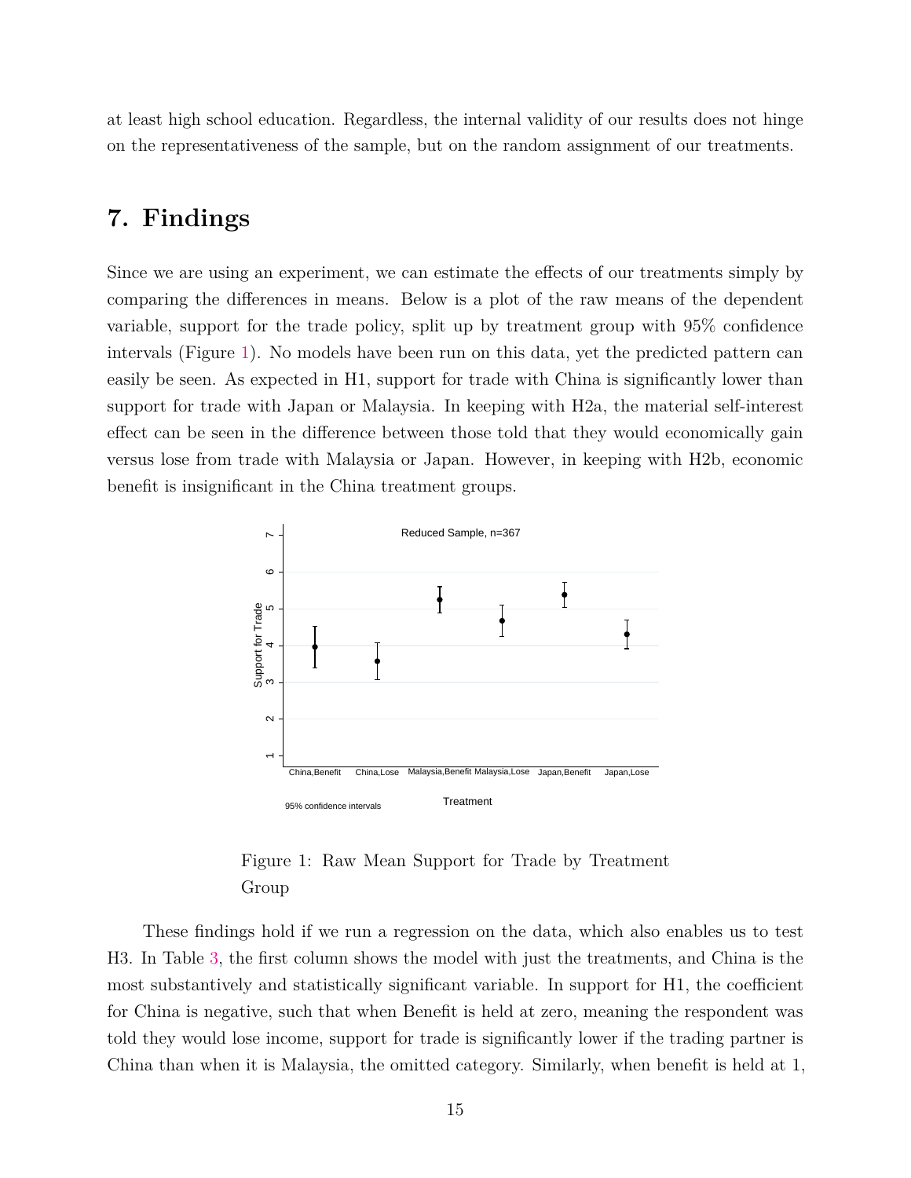at least high school education. Regardless, the internal validity of our results does not hinge on the representativeness of the sample, but on the random assignment of our treatments.

## 7. Findings

Since we are using an experiment, we can estimate the effects of our treatments simply by comparing the differences in means. Below is a plot of the raw means of the dependent variable, support for the trade policy, split up by treatment group with 95% confidence intervals (Figure 1). No models have been run on this data, yet the predicted pattern can easily be seen. As expected in H1, support for trade with China is significantly lower than support for trade with Japan or Malaysia. In keeping with H2a, the material self-interest effect can be seen in the difference between those told that they would economically gain versus lose from trade with Malaysia or Japan. However, in keeping with H2b, economic benefit is insignificant in the China treatment groups.

Figure 1: Raw Mean Support for Trade by Treatment Group

These findings hold if we run a regression on the data, which also enables us to test H3. In Table 3, the first column shows the model with just the treatments, and China is the most substantively and statistically significant variable. In support for H1, the coefficient for China is negative, such that when Benefit is held at zero, meaning the respondent was told they would lose income, support for trade is significantly lower if the trading partner is China than when it is Malaysia, the omitted category. Similarly, when benefit is held at 1,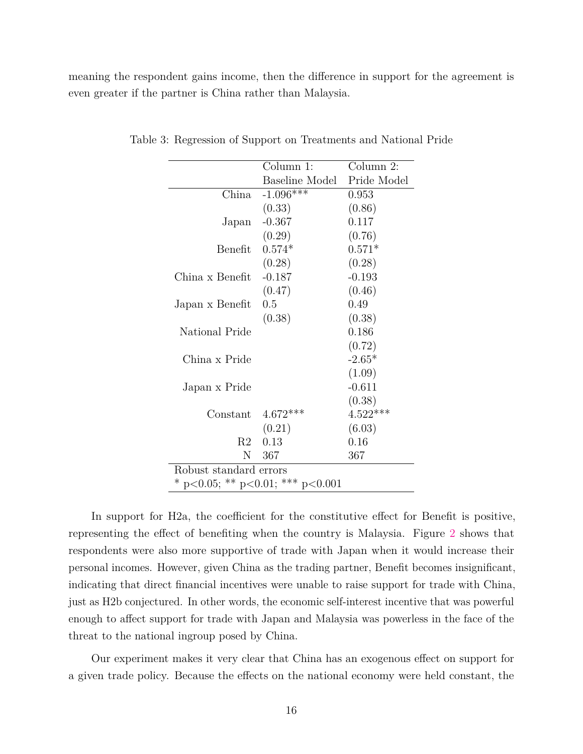meaning the respondent gains income, then the difference in support for the agreement is even greater if the partner is China rather than Malaysia.

Table 3: Regression of Support on Treatments and National Pride

| | Column 1: Baseline Model | Column 2: Pride Model |
|---|---|---|
| China | -1.096*** | 0.953 |
| | (0.33) | (0.86) |
| Japan | -0.367 | 0.117 |
| | (0.29) | (0.76) |
| Benefit | 0.574* | 0.571* |
| | (0.28) | (0.28) |
| China x Benefit | -0.187 | -0.193 |
| | (0.47) | (0.46) |
| Japan x Benefit | 0.5 | 0.49 |
| | (0.38) | (0.38) |
| National Pride | | 0.186 |
| | | (0.72) |
| China x Pride | | -2.65* |
| | | (1.09) |
| Japan x Pride | | -0.611 |
| | | (0.38) |
| Constant | 4.672*** | 4.522*** |
| | (0.21) | (6.03) |
| R2 | 0.13 | 0.16 |
| N | 367 | 367 |

Robust standard errors
* p<0.05; ** p<0.01; *** p<0.001

In support for H2a, the coefficient for the constitutive effect for Benefit is positive, representing the effect of benefiting when the country is Malaysia. Figure 2 shows that respondents were also more supportive of trade with Japan when it would increase their personal incomes. However, given China as the trading partner, Benefit becomes insignificant, indicating that direct financial incentives were unable to raise support for trade with China, just as H2b conjectured. In other words, the economic self-interest incentive that was powerful enough to affect support for trade with Japan and Malaysia was powerless in the face of the threat to the national ingroup posed by China.

Our experiment makes it very clear that China has an exogenous effect on support for a given trade policy. Because the effects on the national economy were held constant, the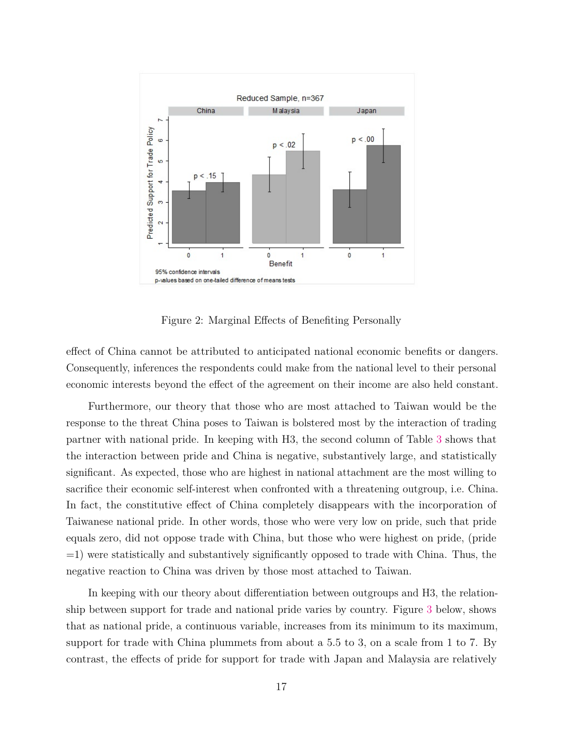Figure 2: Marginal Effects of Benefiting Personally

effect of China cannot be attributed to anticipated national economic benefits or dangers. Consequently, inferences the respondents could make from the national level to their personal economic interests beyond the effect of the agreement on their income are also held constant.

Furthermore, our theory that those who are most attached to Taiwan would be the response to the threat China poses to Taiwan is bolstered most by the interaction of trading partner with national pride. In keeping with H3, the second column of Table 3 shows that the interaction between pride and China is negative, substantively large, and statistically significant. As expected, those who are highest in national attachment are the most willing to sacrifice their economic self-interest when confronted with a threatening outgroup, i.e. China. In fact, the constitutive effect of China completely disappears with the incorporation of Taiwanese national pride. In other words, those who were very low on pride, such that pride equals zero, did not oppose trade with China, but those who were highest on pride, (pride =1) were statistically and substantively significantly opposed to trade with China. Thus, the negative reaction to China was driven by those most attached to Taiwan.

In keeping with our theory about differentiation between outgroups and H3, the relationship between support for trade and national pride varies by country. Figure 3 below, shows that as national pride, a continuous variable, increases from its minimum to its maximum, support for trade with China plummets from about a 5.5 to 3, on a scale from 1 to 7. By contrast, the effects of pride for support for trade with Japan and Malaysia are relatively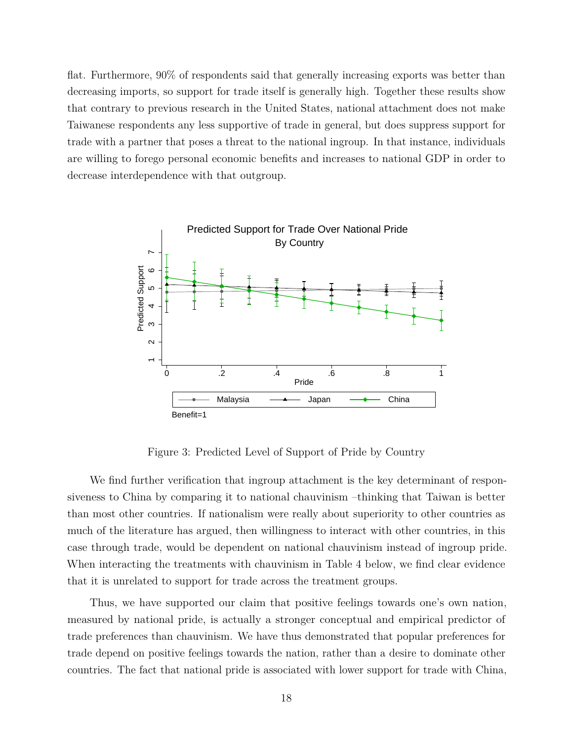flat. Furthermore, 90% of respondents said that generally increasing exports was better than decreasing imports, so support for trade itself is generally high. Together these results show that contrary to previous research in the United States, national attachment does not make Taiwanese respondents any less supportive of trade in general, but does suppress support for trade with a partner that poses a threat to the national ingroup. In that instance, individuals are willing to forego personal economic benefits and increases to national GDP in order to decrease interdependence with that outgroup.

Figure 3: Predicted Level of Support of Pride by Country

We find further verification that ingroup attachment is the key determinant of responsiveness to China by comparing it to national chauvinism –thinking that Taiwan is better than most other countries. If nationalism were really about superiority to other countries as much of the literature has argued, then willingness to interact with other countries, in this case through trade, would be dependent on national chauvinism instead of ingroup pride. When interacting the treatments with chauvinism in Table 4 below, we find clear evidence that it is unrelated to support for trade across the treatment groups.

Thus, we have supported our claim that positive feelings towards one's own nation, measured by national pride, is actually a stronger conceptual and empirical predictor of trade preferences than chauvinism. We have thus demonstrated that popular preferences for trade depend on positive feelings towards the nation, rather than a desire to dominate other countries. The fact that national pride is associated with lower support for trade with China,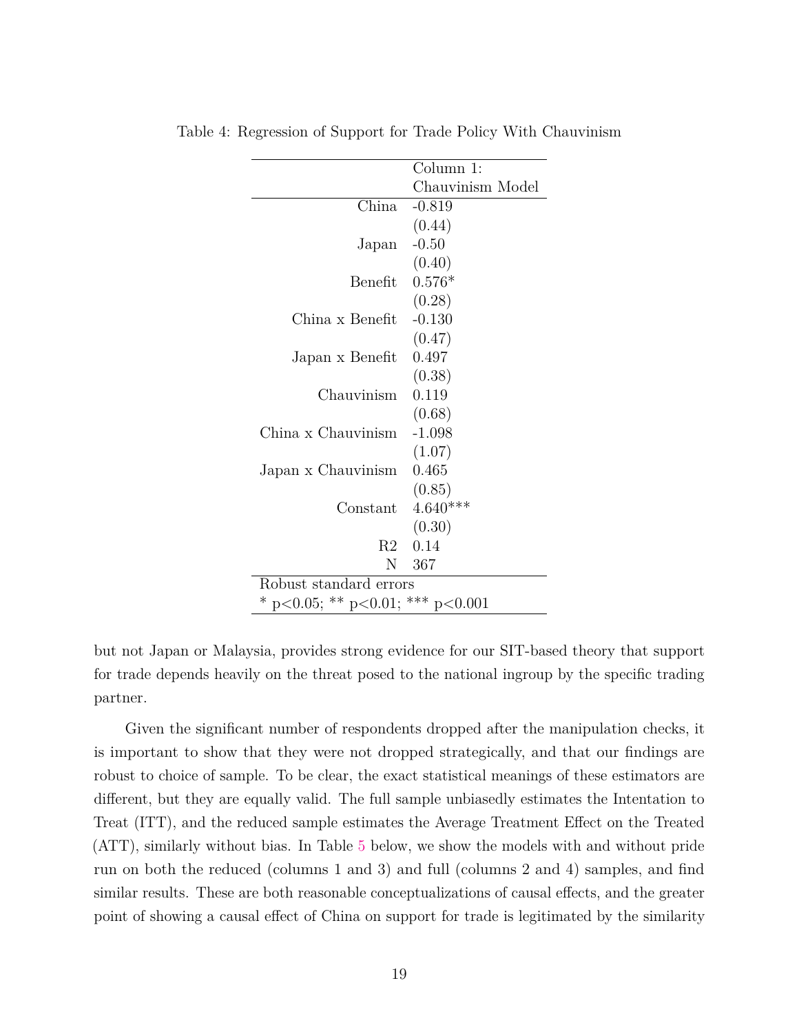Table 4: Regression of Support for Trade Policy With Chauvinism

| | Column 1: Chauvinism Model |
|---|---|
| China | -0.819 |
| | (0.44) |
| Japan | -0.50 |
| | (0.40) |
| Benefit | 0.576* |
| | (0.28) |
| China x Benefit | -0.130 |
| | (0.47) |
| Japan x Benefit | 0.497 |
| | (0.38) |
| Chauvinism | 0.119 |
| | (0.68) |
| China x Chauvinism | -1.098 |
| | (1.07) |
| Japan x Chauvinism | 0.465 |
| | (0.85) |
| Constant | 4.640*** |
| | (0.30) |
| R2 | 0.14 |
| N | 367 |

Robust standard errors
* p<0.05; ** p<0.01; *** p<0.001

but not Japan or Malaysia, provides strong evidence for our SIT-based theory that support for trade depends heavily on the threat posed to the national ingroup by the specific trading partner.

Given the significant number of respondents dropped after the manipulation checks, it is important to show that they were not dropped strategically, and that our findings are robust to choice of sample. To be clear, the exact statistical meanings of these estimators are different, but they are equally valid. The full sample unbiasedly estimates the Intentation to Treat (ITT), and the reduced sample estimates the Average Treatment Effect on the Treated (ATT), similarly without bias. In Table 5 below, we show the models with and without pride run on both the reduced (columns 1 and 3) and full (columns 2 and 4) samples, and find similar results. These are both reasonable conceptualizations of causal effects, and the greater point of showing a causal effect of China on support for trade is legitimated by the similarity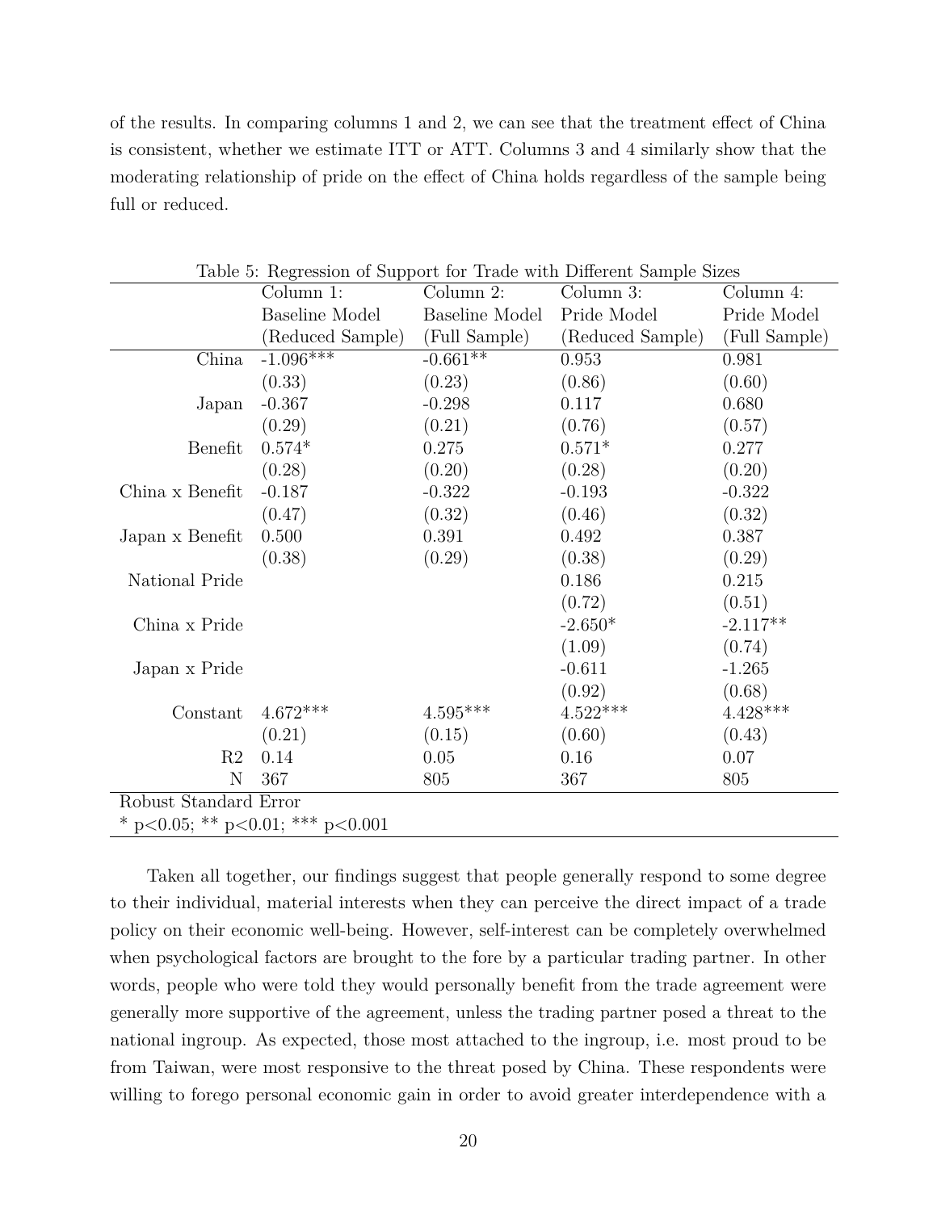of the results. In comparing columns 1 and 2, we can see that the treatment effect of China is consistent, whether we estimate ITT or ATT. Columns 3 and 4 similarly show that the moderating relationship of pride on the effect of China holds regardless of the sample being full or reduced.

Table 5: Regression of Support for Trade with Different Sample Sizes

| | Column 1: Baseline Model (Reduced Sample) | Column 2: Baseline Model (Full Sample) | Column 3: Pride Model (Reduced Sample) | Column 4: Pride Model (Full Sample) |
|---|---|---|---|---|
| China | -1.096*** | -0.661** | 0.953 | 0.981 |
| | (0.33) | (0.23) | (0.86) | (0.60) |
| Japan | -0.367 | -0.298 | 0.117 | 0.680 |
| | (0.29) | (0.21) | (0.76) | (0.57) |
| Benefit | 0.574* | 0.275 | 0.571* | 0.277 |
| | (0.28) | (0.20) | (0.28) | (0.20) |
| China x Benefit | -0.187 | -0.322 | -0.193 | -0.322 |
| | (0.47) | (0.32) | (0.46) | (0.32) |
| Japan x Benefit | 0.500 | 0.391 | 0.492 | 0.387 |
| | (0.38) | (0.29) | (0.38) | (0.29) |
| National Pride | | | 0.186 | 0.215 |
| | | | (0.72) | (0.51) |
| China x Pride | | | -2.650* | -2.117** |
| | | | (1.09) | (0.74) |
| Japan x Pride | | | -0.611 | -1.265 |
| | | | (0.92) | (0.68) |
| Constant | 4.672*** | 4.595*** | 4.522*** | 4.428*** |
| | (0.21) | (0.15) | (0.60) | (0.43) |
| R2 | 0.14 | 0.05 | 0.16 | 0.07 |
| N | 367 | 805 | 367 | 805 |

Robust Standard Error
* p<0.05; ** p<0.01; *** p<0.001

Taken all together, our findings suggest that people generally respond to some degree to their individual, material interests when they can perceive the direct impact of a trade policy on their economic well-being. However, self-interest can be completely overwhelmed when psychological factors are brought to the fore by a particular trading partner. In other words, people who were told they would personally benefit from the trade agreement were generally more supportive of the agreement, unless the trading partner posed a threat to the national ingroup. As expected, those most attached to the ingroup, i.e. most proud to be from Taiwan, were most responsive to the threat posed by China. These respondents were willing to forego personal economic gain in order to avoid greater interdependence with a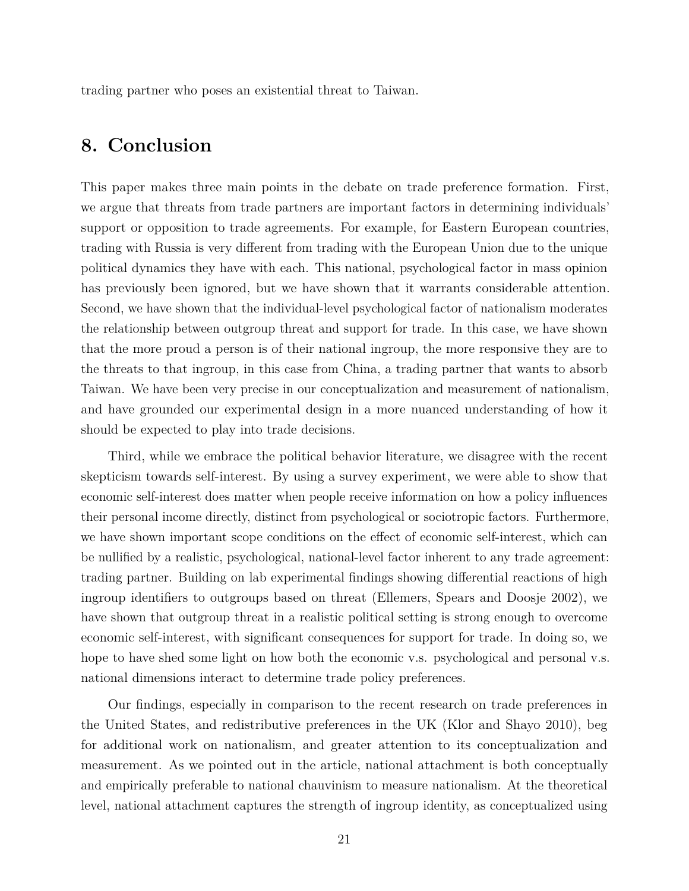trading partner who poses an existential threat to Taiwan.

## 8. Conclusion

This paper makes three main points in the debate on trade preference formation. First, we argue that threats from trade partners are important factors in determining individuals' support or opposition to trade agreements. For example, for Eastern European countries, trading with Russia is very different from trading with the European Union due to the unique political dynamics they have with each. This national, psychological factor in mass opinion has previously been ignored, but we have shown that it warrants considerable attention. Second, we have shown that the individual-level psychological factor of nationalism moderates the relationship between outgroup threat and support for trade. In this case, we have shown that the more proud a person is of their national ingroup, the more responsive they are to the threats to that ingroup, in this case from China, a trading partner that wants to absorb Taiwan. We have been very precise in our conceptualization and measurement of nationalism, and have grounded our experimental design in a more nuanced understanding of how it should be expected to play into trade decisions.

Third, while we embrace the political behavior literature, we disagree with the recent skepticism towards self-interest. By using a survey experiment, we were able to show that economic self-interest does matter when people receive information on how a policy influences their personal income directly, distinct from psychological or sociotropic factors. Furthermore, we have shown important scope conditions on the effect of economic self-interest, which can be nullified by a realistic, psychological, national-level factor inherent to any trade agreement: trading partner. Building on lab experimental findings showing differential reactions of high ingroup identifiers to outgroups based on threat (Ellemers, Spears and Doosje 2002), we have shown that outgroup threat in a realistic political setting is strong enough to overcome economic self-interest, with significant consequences for support for trade. In doing so, we hope to have shed some light on how both the economic v.s. psychological and personal v.s. national dimensions interact to determine trade policy preferences.

Our findings, especially in comparison to the recent research on trade preferences in the United States, and redistributive preferences in the UK (Klor and Shayo 2010), beg for additional work on nationalism, and greater attention to its conceptualization and measurement. As we pointed out in the article, national attachment is both conceptually and empirically preferable to national chauvinism to measure nationalism. At the theoretical level, national attachment captures the strength of ingroup identity, as conceptualized using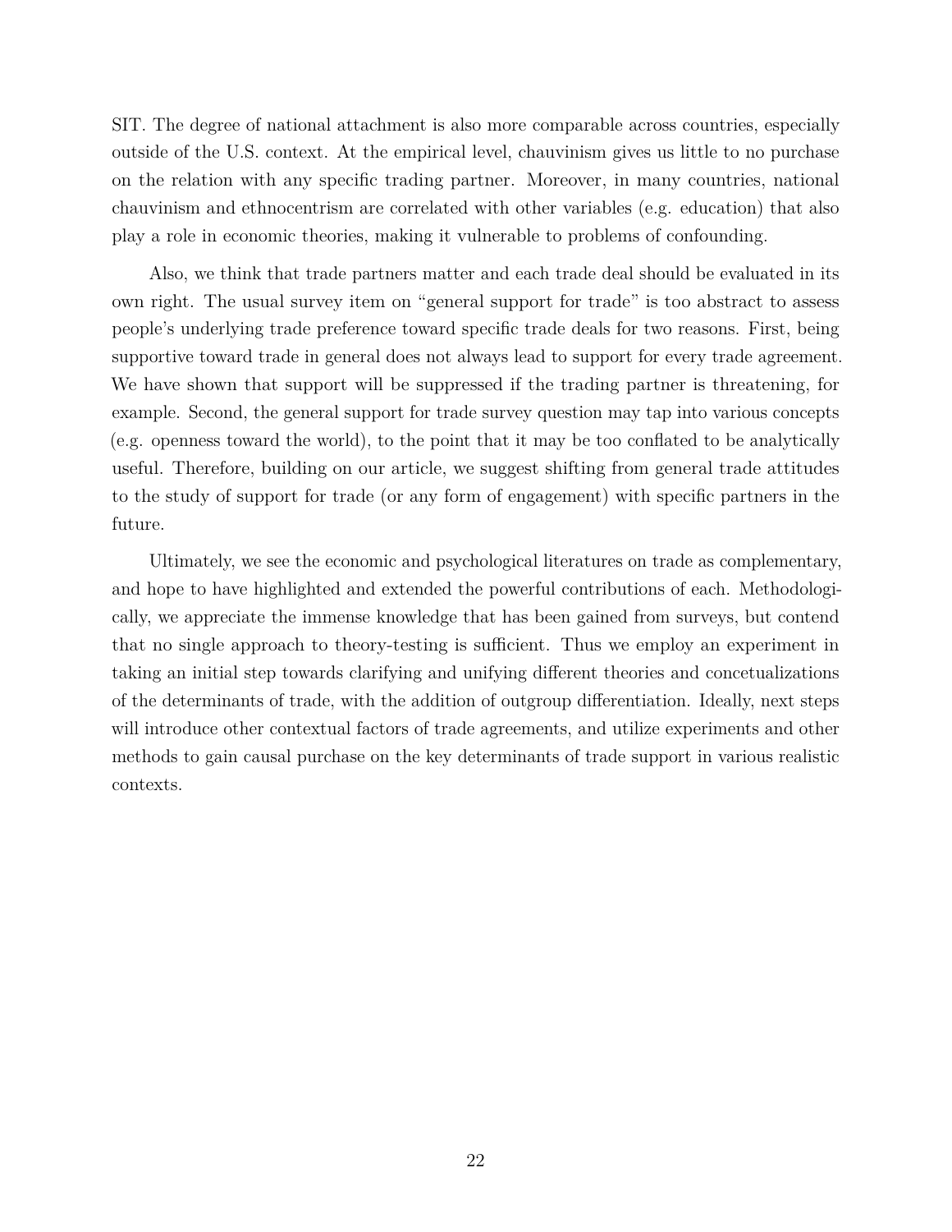SIT. The degree of national attachment is also more comparable across countries, especially outside of the U.S. context. At the empirical level, chauvinism gives us little to no purchase on the relation with any specific trading partner. Moreover, in many countries, national chauvinism and ethnocentrism are correlated with other variables (e.g. education) that also play a role in economic theories, making it vulnerable to problems of confounding.

Also, we think that trade partners matter and each trade deal should be evaluated in its own right. The usual survey item on "general support for trade" is too abstract to assess people's underlying trade preference toward specific trade deals for two reasons. First, being supportive toward trade in general does not always lead to support for every trade agreement. We have shown that support will be suppressed if the trading partner is threatening, for example. Second, the general support for trade survey question may tap into various concepts (e.g. openness toward the world), to the point that it may be too conflated to be analytically useful. Therefore, building on our article, we suggest shifting from general trade attitudes to the study of support for trade (or any form of engagement) with specific partners in the future.

Ultimately, we see the economic and psychological literatures on trade as complementary, and hope to have highlighted and extended the powerful contributions of each. Methodologically, we appreciate the immense knowledge that has been gained from surveys, but contend that no single approach to theory-testing is sufficient. Thus we employ an experiment in taking an initial step towards clarifying and unifying different theories and concetualizations of the determinants of trade, with the addition of outgroup differentiation. Ideally, next steps will introduce other contextual factors of trade agreements, and utilize experiments and other methods to gain causal purchase on the key determinants of trade support in various realistic contexts.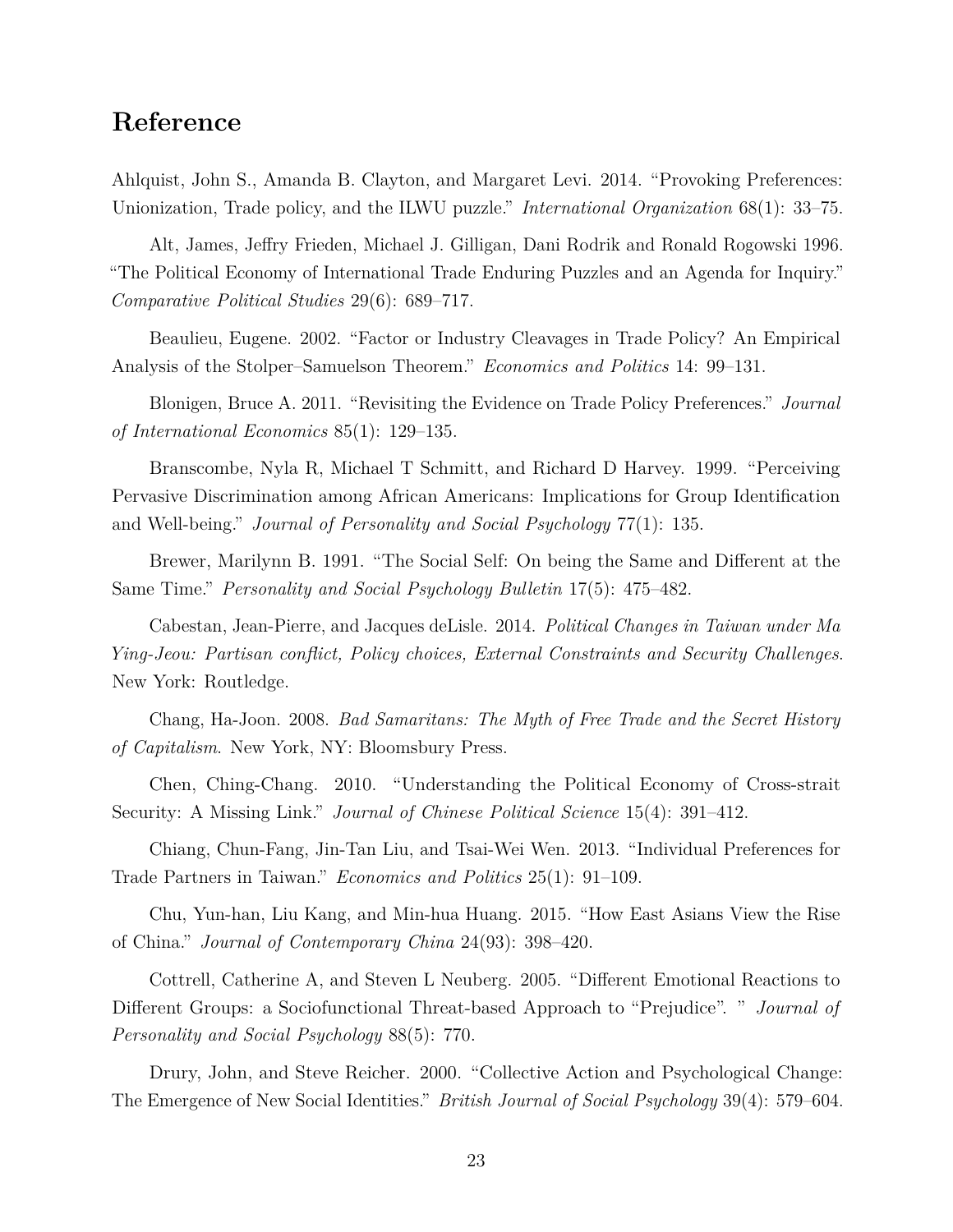## Reference

Ahlquist, John S., Amanda B. Clayton, and Margaret Levi. 2014. "Provoking Preferences: Unionization, Trade policy, and the ILWU puzzle." *International Organization* 68(1): 33–75.

Alt, James, Jeffry Frieden, Michael J. Gilligan, Dani Rodrik and Ronald Rogowski 1996. "The Political Economy of International Trade Enduring Puzzles and an Agenda for Inquiry." *Comparative Political Studies* 29(6): 689–717.

Beaulieu, Eugene. 2002. "Factor or Industry Cleavages in Trade Policy? An Empirical Analysis of the Stolper–Samuelson Theorem." *Economics and Politics* 14: 99–131.

Blonigen, Bruce A. 2011. "Revisiting the Evidence on Trade Policy Preferences." *Journal of International Economics* 85(1): 129–135.

Branscombe, Nyla R, Michael T Schmitt, and Richard D Harvey. 1999. "Perceiving Pervasive Discrimination among African Americans: Implications for Group Identification and Well-being." *Journal of Personality and Social Psychology* 77(1): 135.

Brewer, Marilynn B. 1991. "The Social Self: On being the Same and Different at the Same Time." *Personality and Social Psychology Bulletin* 17(5): 475–482.

Cabestan, Jean-Pierre, and Jacques deLisle. 2014. *Political Changes in Taiwan under Ma Ying-Jeou: Partisan conflict, Policy choices, External Constraints and Security Challenges*. New York: Routledge.

Chang, Ha-Joon. 2008. *Bad Samaritans: The Myth of Free Trade and the Secret History of Capitalism*. New York, NY: Bloomsbury Press.

Chen, Ching-Chang. 2010. "Understanding the Political Economy of Cross-strait Security: A Missing Link." *Journal of Chinese Political Science* 15(4): 391–412.

Chiang, Chun-Fang, Jin-Tan Liu, and Tsai-Wei Wen. 2013. "Individual Preferences for Trade Partners in Taiwan." *Economics and Politics* 25(1): 91–109.

Chu, Yun-han, Liu Kang, and Min-hua Huang. 2015. "How East Asians View the Rise of China." *Journal of Contemporary China* 24(93): 398–420.

Cottrell, Catherine A, and Steven L Neuberg. 2005. "Different Emotional Reactions to Different Groups: a Sociofunctional Threat-based Approach to "Prejudice". " *Journal of Personality and Social Psychology* 88(5): 770.

Drury, John, and Steve Reicher. 2000. "Collective Action and Psychological Change: The Emergence of New Social Identities." *British Journal of Social Psychology* 39(4): 579–604.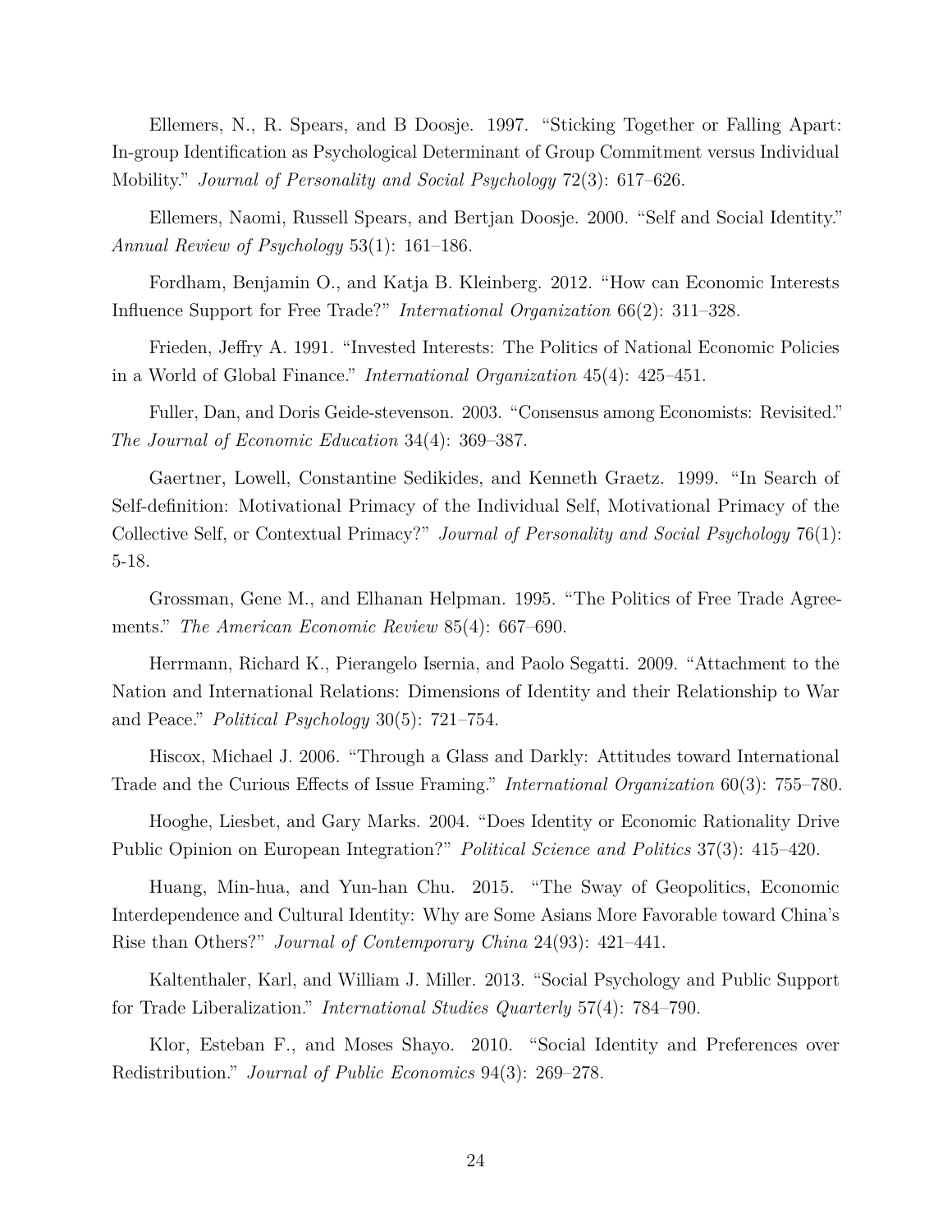Ellemers, N., R. Spears, and B Doosje. 1997. "Sticking Together or Falling Apart: In-group Identification as Psychological Determinant of Group Commitment versus Individual Mobility." *Journal of Personality and Social Psychology* 72(3): 617–626.

Ellemers, Naomi, Russell Spears, and Bertjan Doosje. 2000. "Self and Social Identity." *Annual Review of Psychology* 53(1): 161–186.

Fordham, Benjamin O., and Katja B. Kleinberg. 2012. "How can Economic Interests Influence Support for Free Trade?" *International Organization* 66(2): 311–328.

Frieden, Jeffry A. 1991. "Invested Interests: The Politics of National Economic Policies in a World of Global Finance." *International Organization* 45(4): 425–451.

Fuller, Dan, and Doris Geide-stevenson. 2003. "Consensus among Economists: Revisited." *The Journal of Economic Education* 34(4): 369–387.

Gaertner, Lowell, Constantine Sedikides, and Kenneth Graetz. 1999. "In Search of Self-definition: Motivational Primacy of the Individual Self, Motivational Primacy of the Collective Self, or Contextual Primacy?" *Journal of Personality and Social Psychology* 76(1): 5-18.

Grossman, Gene M., and Elhanan Helpman. 1995. "The Politics of Free Trade Agreements." *The American Economic Review* 85(4): 667–690.

Herrmann, Richard K., Pierangelo Isernia, and Paolo Segatti. 2009. "Attachment to the Nation and International Relations: Dimensions of Identity and their Relationship to War and Peace." *Political Psychology* 30(5): 721–754.

Hiscox, Michael J. 2006. "Through a Glass and Darkly: Attitudes toward International Trade and the Curious Effects of Issue Framing." *International Organization* 60(3): 755–780.

Hooghe, Liesbet, and Gary Marks. 2004. "Does Identity or Economic Rationality Drive Public Opinion on European Integration?" *Political Science and Politics* 37(3): 415–420.

Huang, Min-hua, and Yun-han Chu. 2015. "The Sway of Geopolitics, Economic Interdependence and Cultural Identity: Why are Some Asians More Favorable toward China's Rise than Others?" *Journal of Contemporary China* 24(93): 421–441.

Kaltenthaler, Karl, and William J. Miller. 2013. "Social Psychology and Public Support for Trade Liberalization." *International Studies Quarterly* 57(4): 784–790.

Klor, Esteban F., and Moses Shayo. 2010. "Social Identity and Preferences over Redistribution." *Journal of Public Economics* 94(3): 269–278.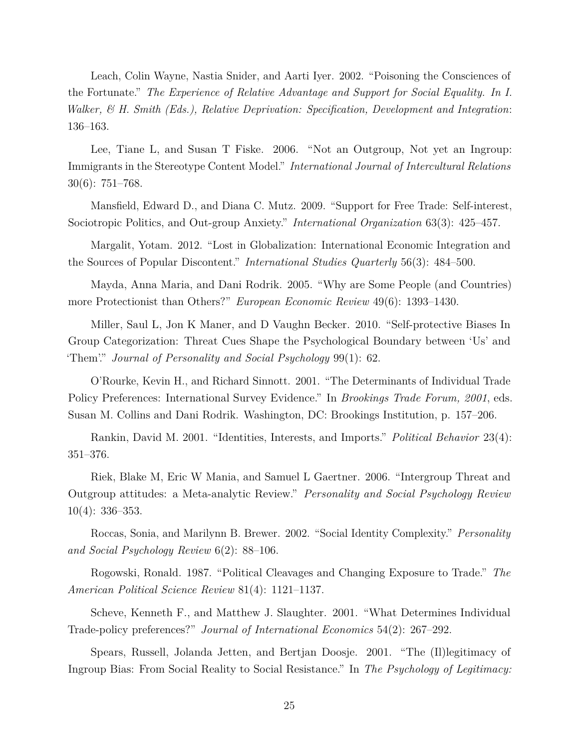Leach, Colin Wayne, Nastia Snider, and Aarti Iyer. 2002. "Poisoning the Consciences of the Fortunate." *The Experience of Relative Advantage and Support for Social Equality. In I. Walker, & H. Smith (Eds.), Relative Deprivation: Specification, Development and Integration*: 136–163.

Lee, Tiane L, and Susan T Fiske. 2006. "Not an Outgroup, Not yet an Ingroup: Immigrants in the Stereotype Content Model." *International Journal of Intercultural Relations* 30(6): 751–768.

Mansfield, Edward D., and Diana C. Mutz. 2009. "Support for Free Trade: Self-interest, Sociotropic Politics, and Out-group Anxiety." *International Organization* 63(3): 425–457.

Margalit, Yotam. 2012. "Lost in Globalization: International Economic Integration and the Sources of Popular Discontent." *International Studies Quarterly* 56(3): 484–500.

Mayda, Anna Maria, and Dani Rodrik. 2005. "Why are Some People (and Countries) more Protectionist than Others?" *European Economic Review* 49(6): 1393–1430.

Miller, Saul L, Jon K Maner, and D Vaughn Becker. 2010. "Self-protective Biases In Group Categorization: Threat Cues Shape the Psychological Boundary between 'Us' and 'Them'." *Journal of Personality and Social Psychology* 99(1): 62.

O'Rourke, Kevin H., and Richard Sinnott. 2001. "The Determinants of Individual Trade Policy Preferences: International Survey Evidence." In *Brookings Trade Forum, 2001*, eds. Susan M. Collins and Dani Rodrik. Washington, DC: Brookings Institution, p. 157–206.

Rankin, David M. 2001. "Identities, Interests, and Imports." *Political Behavior* 23(4): 351–376.

Riek, Blake M, Eric W Mania, and Samuel L Gaertner. 2006. "Intergroup Threat and Outgroup attitudes: a Meta-analytic Review." *Personality and Social Psychology Review* 10(4): 336–353.

Roccas, Sonia, and Marilynn B. Brewer. 2002. "Social Identity Complexity." *Personality and Social Psychology Review* 6(2): 88–106.

Rogowski, Ronald. 1987. "Political Cleavages and Changing Exposure to Trade." *The American Political Science Review* 81(4): 1121–1137.

Scheve, Kenneth F., and Matthew J. Slaughter. 2001. "What Determines Individual Trade-policy preferences?" *Journal of International Economics* 54(2): 267–292.

Spears, Russell, Jolanda Jetten, and Bertjan Doosje. 2001. "The (Il)legitimacy of Ingroup Bias: From Social Reality to Social Resistance." In *The Psychology of Legitimacy:*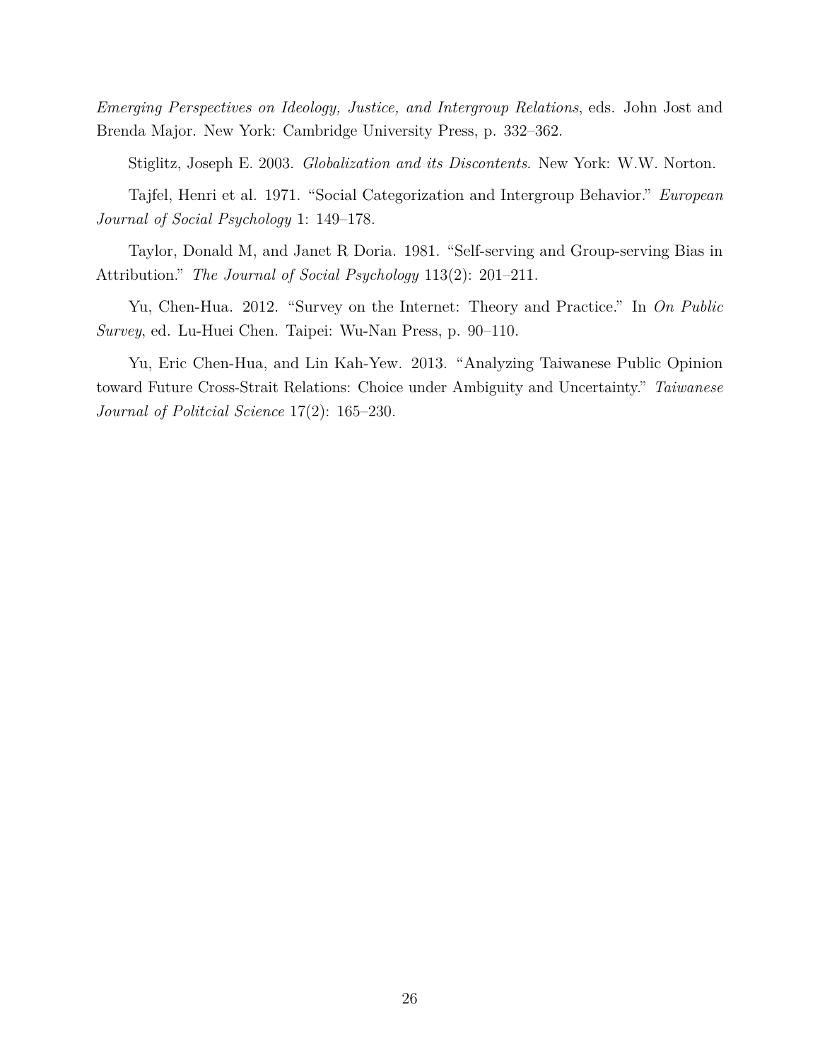*Emerging Perspectives on Ideology, Justice, and Intergroup Relations*, eds. John Jost and Brenda Major. New York: Cambridge University Press, p. 332–362.

Stiglitz, Joseph E. 2003. *Globalization and its Discontents*. New York: W.W. Norton.

Tajfel, Henri et al. 1971. "Social Categorization and Intergroup Behavior." *European Journal of Social Psychology* 1: 149–178.

Taylor, Donald M, and Janet R Doria. 1981. "Self-serving and Group-serving Bias in Attribution." *The Journal of Social Psychology* 113(2): 201–211.

Yu, Chen-Hua. 2012. "Survey on the Internet: Theory and Practice." In *On Public Survey*, ed. Lu-Huei Chen. Taipei: Wu-Nan Press, p. 90–110.

Yu, Eric Chen-Hua, and Lin Kah-Yew. 2013. "Analyzing Taiwanese Public Opinion toward Future Cross-Strait Relations: Choice under Ambiguity and Uncertainty." *Taiwanese Journal of Politcial Science* 17(2): 165–230.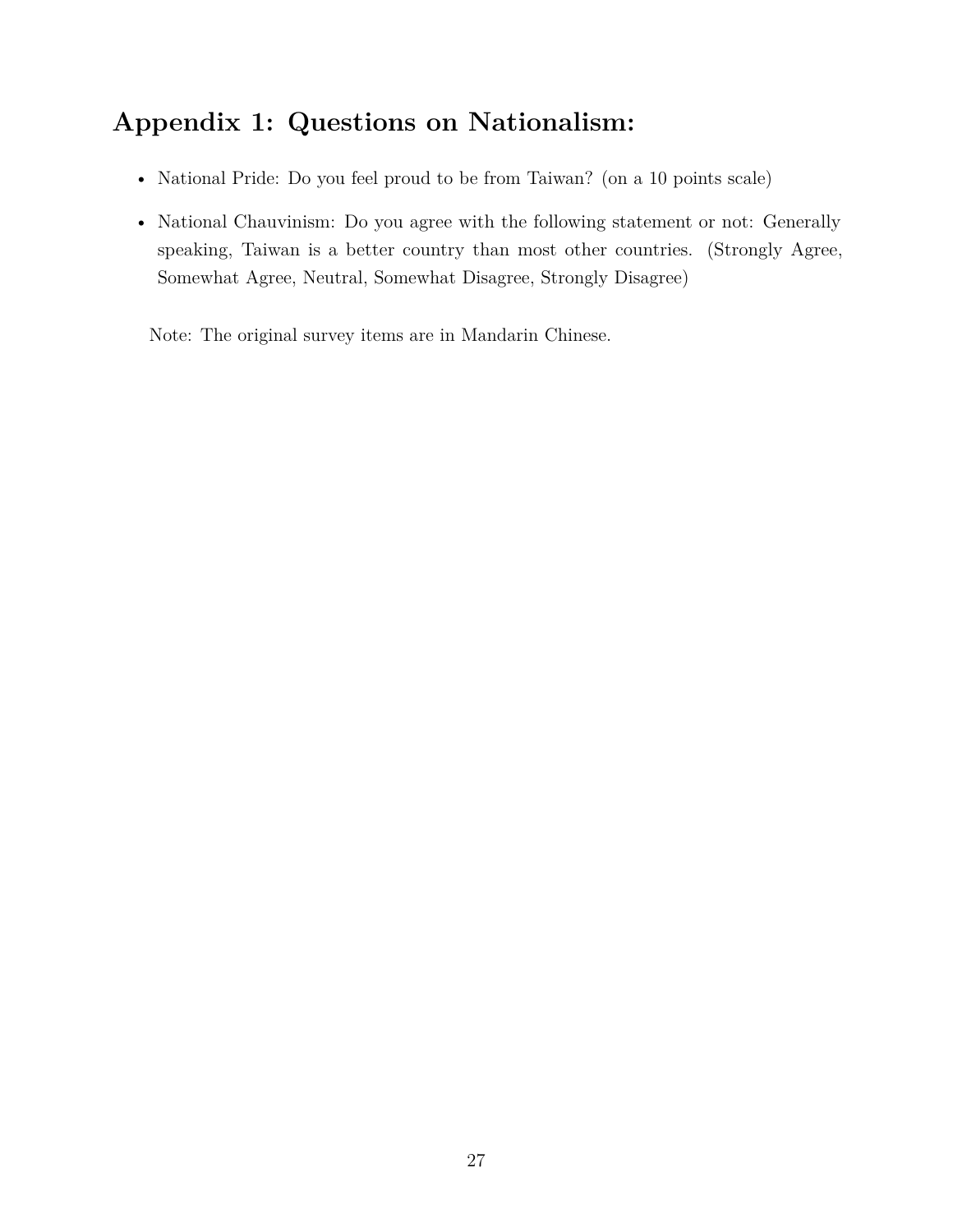# Appendix 1: Questions on Nationalism:

- National Pride: Do you feel proud to be from Taiwan? (on a 10 points scale)
- National Chauvinism: Do you agree with the following statement or not: Generally speaking, Taiwan is a better country than most other countries. (Strongly Agree, Somewhat Agree, Neutral, Somewhat Disagree, Strongly Disagree)

Note: The original survey items are in Mandarin Chinese.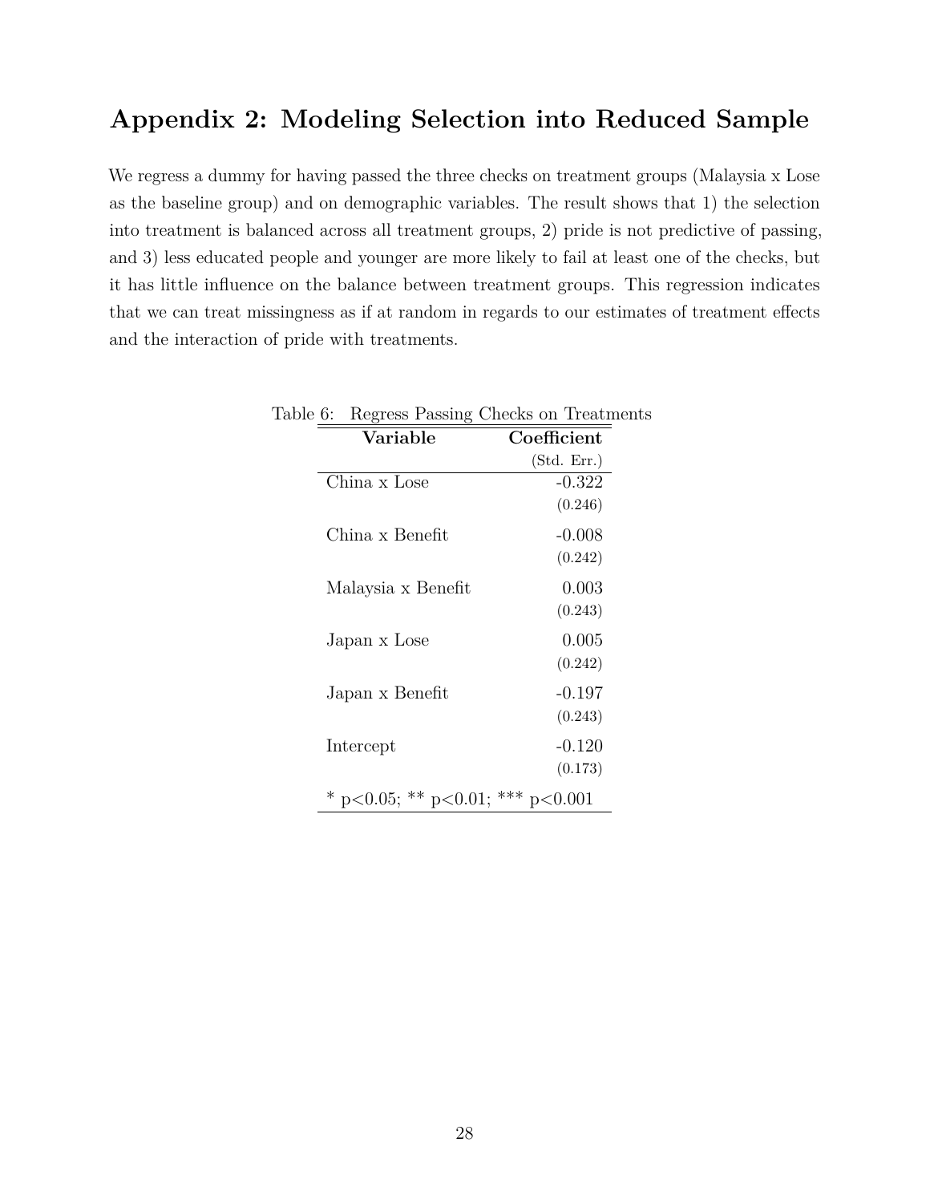# Appendix 2: Modeling Selection into Reduced Sample

We regress a dummy for having passed the three checks on treatment groups (Malaysia x Lose as the baseline group) and on demographic variables. The result shows that 1) the selection into treatment is balanced across all treatment groups, 2) pride is not predictive of passing, and 3) less educated people and younger are more likely to fail at least one of the checks, but it has little influence on the balance between treatment groups. This regression indicates that we can treat missingness as if at random in regards to our estimates of treatment effects and the interaction of pride with treatments.

Table 6: Regress Passing Checks on Treatments

| **Variable** | **Coefficient** (Std. Err.) |
|---|---|
| China x Lose | -0.322 (0.246) |
| China x Benefit | -0.008 (0.242) |
| Malaysia x Benefit | 0.003 (0.243) |
| Japan x Lose | 0.005 (0.242) |
| Japan x Benefit | -0.197 (0.243) |
| Intercept | -0.120 (0.173) |

* p<0.05; ** p<0.01; *** p<0.001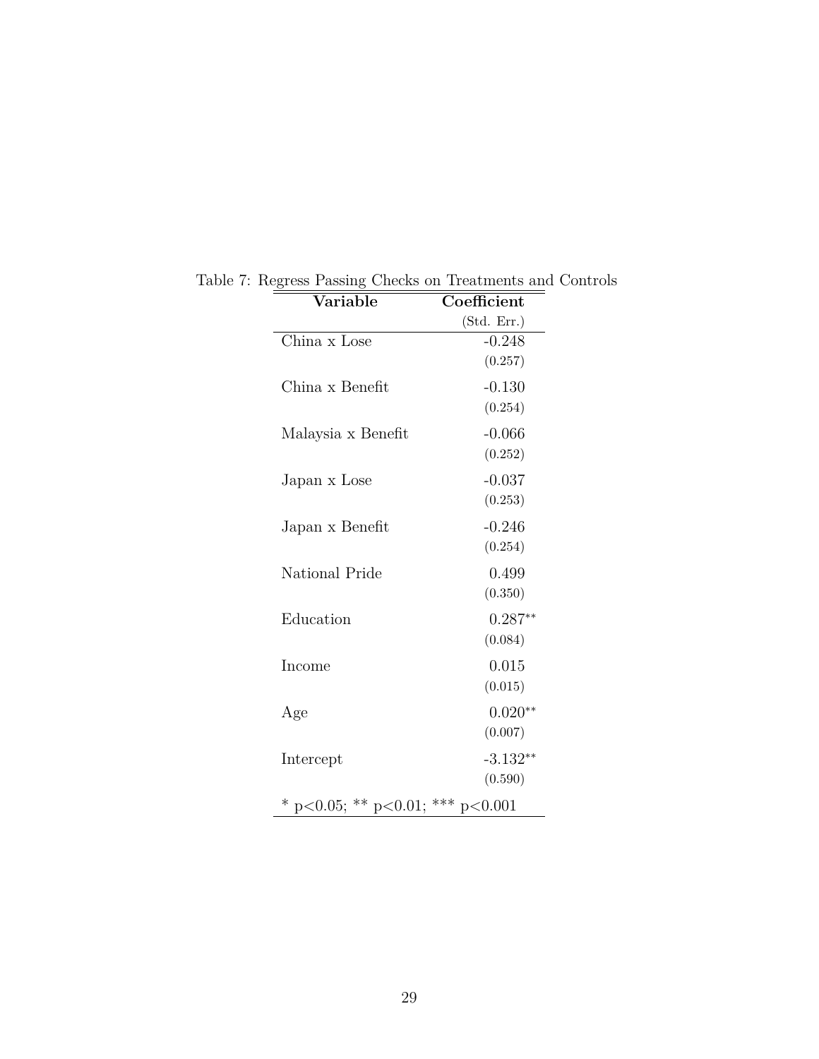Table 7: Regress Passing Checks on Treatments and Controls

| Variable | Coefficient (Std. Err.) |
|---|---|
| China x Lose | -0.248 |
| | (0.257) |
| China x Benefit | -0.130 |
| | (0.254) |
| Malaysia x Benefit | -0.066 |
| | (0.252) |
| Japan x Lose | -0.037 |
| | (0.253) |
| Japan x Benefit | -0.246 |
| | (0.254) |
| National Pride | 0.499 |
| | (0.350) |
| Education | 0.287** |
| | (0.084) |
| Income | 0.015 |
| | (0.015) |
| Age | 0.020** |
| | (0.007) |
| Intercept | -3.132** |
| | (0.590) |

* p<0.05; ** p<0.01; *** p<0.001